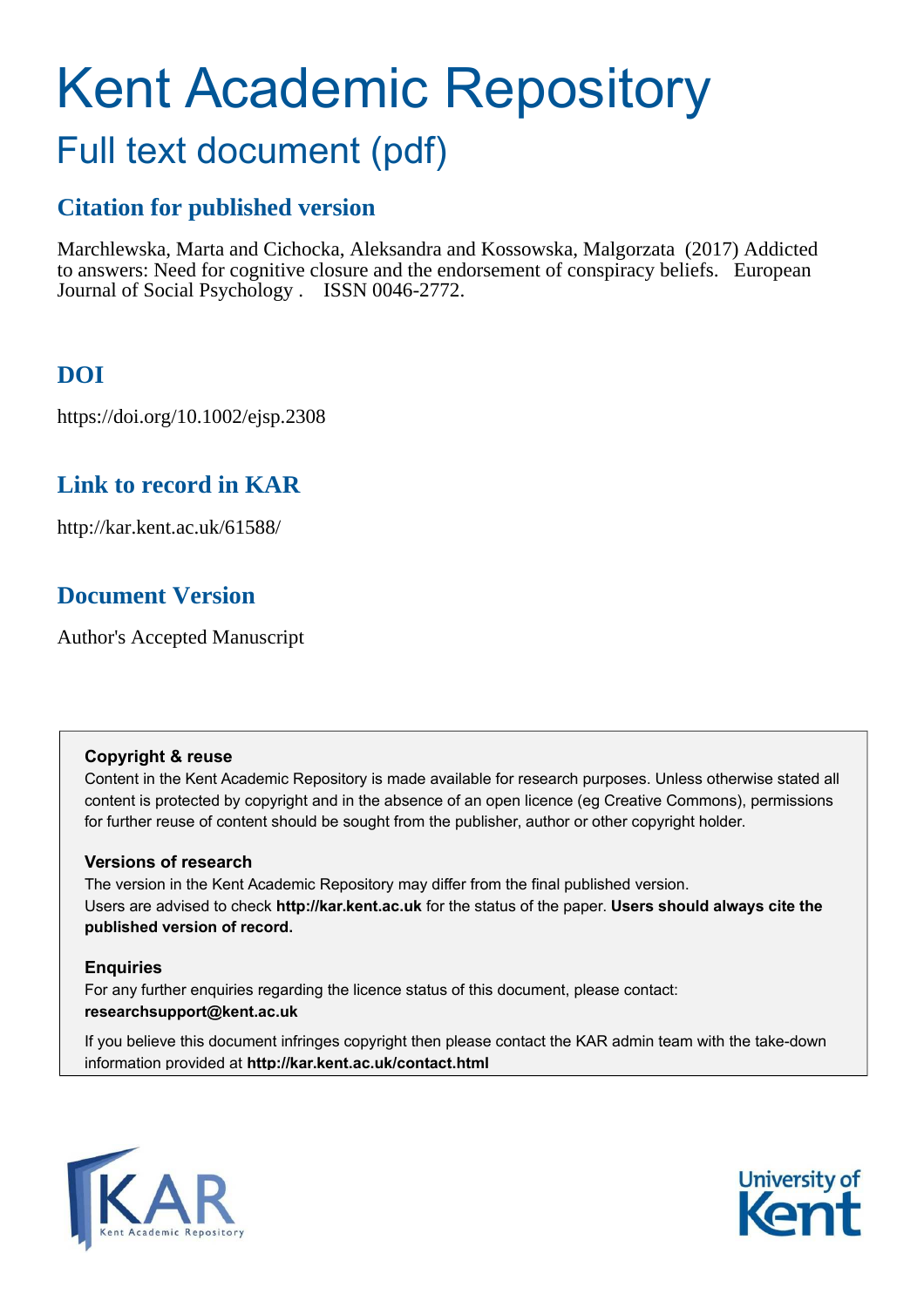# Kent Academic Repository

## Full text document (pdf)

### Citation for published version

Marchlewska, Marta and Cichocka, Aleksandra and Kossowska, Malgorzata (2017) Addicted to answers: Need for cognitive closure and the endorsement of conspiracy beliefs. European Journal of Social Psychology . ISSN 0046-2772.

### DOI

https://doi.org/10.1002/ejsp.2308

### Link to record in KAR

http://kar.kent.ac.uk/61588/

### Document Version

Author's Accepted Manuscript

**Copyright & reuse**

Content in the Kent Academic Repository is made available for research purposes. Unless otherwise stated all content is protected by copyright and in the absence of an open licence (eg Creative Commons), permissions for further reuse of content should be sought from the publisher, author or other copyright holder.

**Versions of research**

The version in the Kent Academic Repository may differ from the final published version. Users are advised to check **http://kar.kent.ac.uk** for the status of the paper. **Users should always cite the published version of record.**

**Enquiries**

For any further enquiries regarding the licence status of this document, please contact: **researchsupport@kent.ac.uk**

If you believe this document infringes copyright then please contact the KAR admin team with the take-down information provided at **http://kar.kent.ac.uk/contact.html**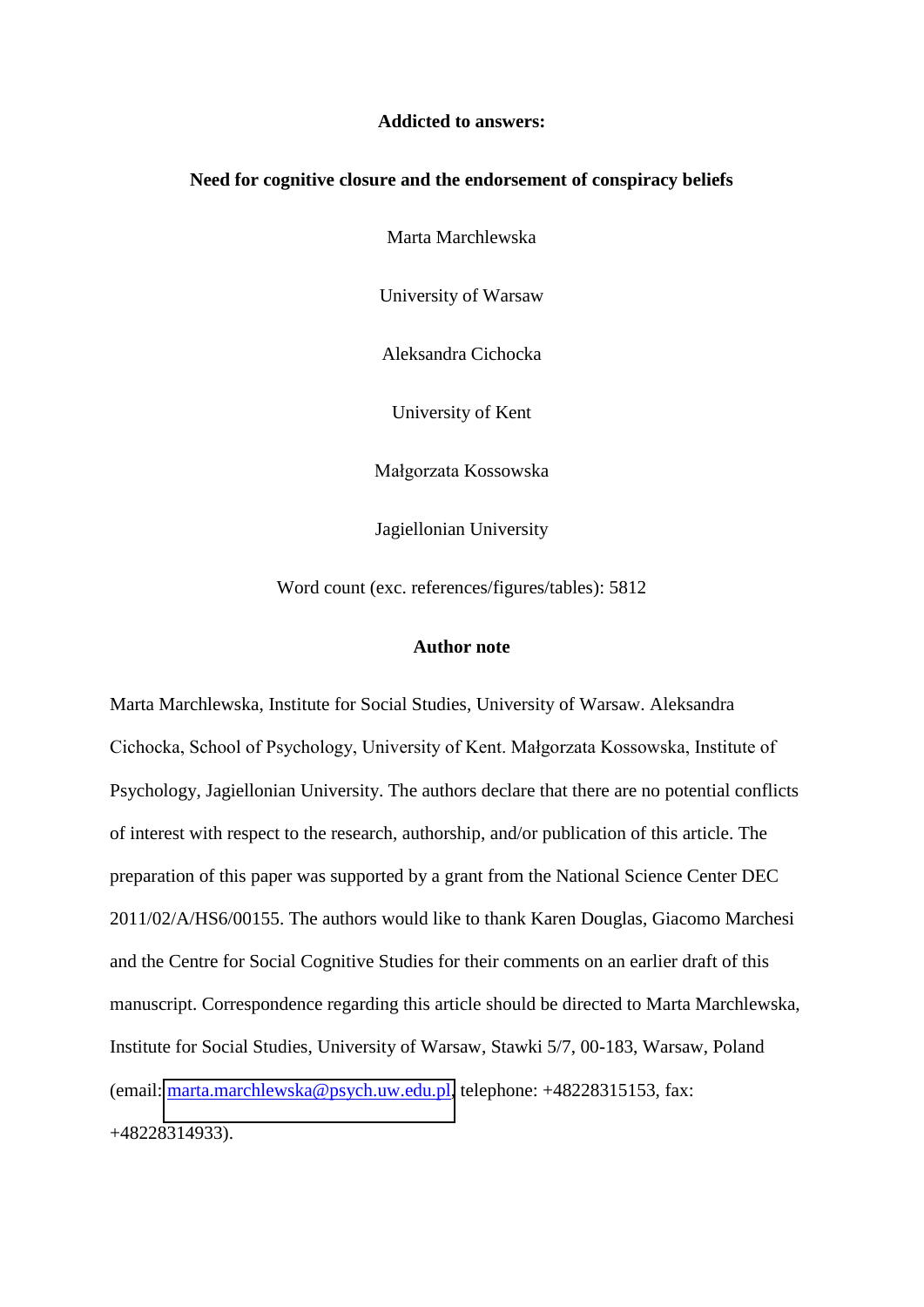**Addicted to answers:**

**Need for cognitive closure and the endorsement of conspiracy beliefs**

Marta Marchlewska

University of Warsaw

Aleksandra Cichocka

University of Kent

Małgorzata Kossowska

Jagiellonian University

Word count (exc. references/figures/tables): 5812

**Author note**

Marta Marchlewska, Institute for Social Studies, University of Warsaw. Aleksandra Cichocka, School of Psychology, University of Kent. Małgorzata Kossowska, Institute of Psychology, Jagiellonian University. The authors declare that there are no potential conflicts of interest with respect to the research, authorship, and/or publication of this article. The preparation of this paper was supported by a grant from the National Science Center DEC 2011/02/A/HS6/00155. The authors would like to thank Karen Douglas, Giacomo Marchesi and the Centre for Social Cognitive Studies for their comments on an earlier draft of this manuscript. Correspondence regarding this article should be directed to Marta Marchlewska, Institute for Social Studies, University of Warsaw, Stawki 5/7, 00-183, Warsaw, Poland (email: marta.marchlewska@psych.uw.edu.pl, telephone: +48228315153, fax: +48228314933).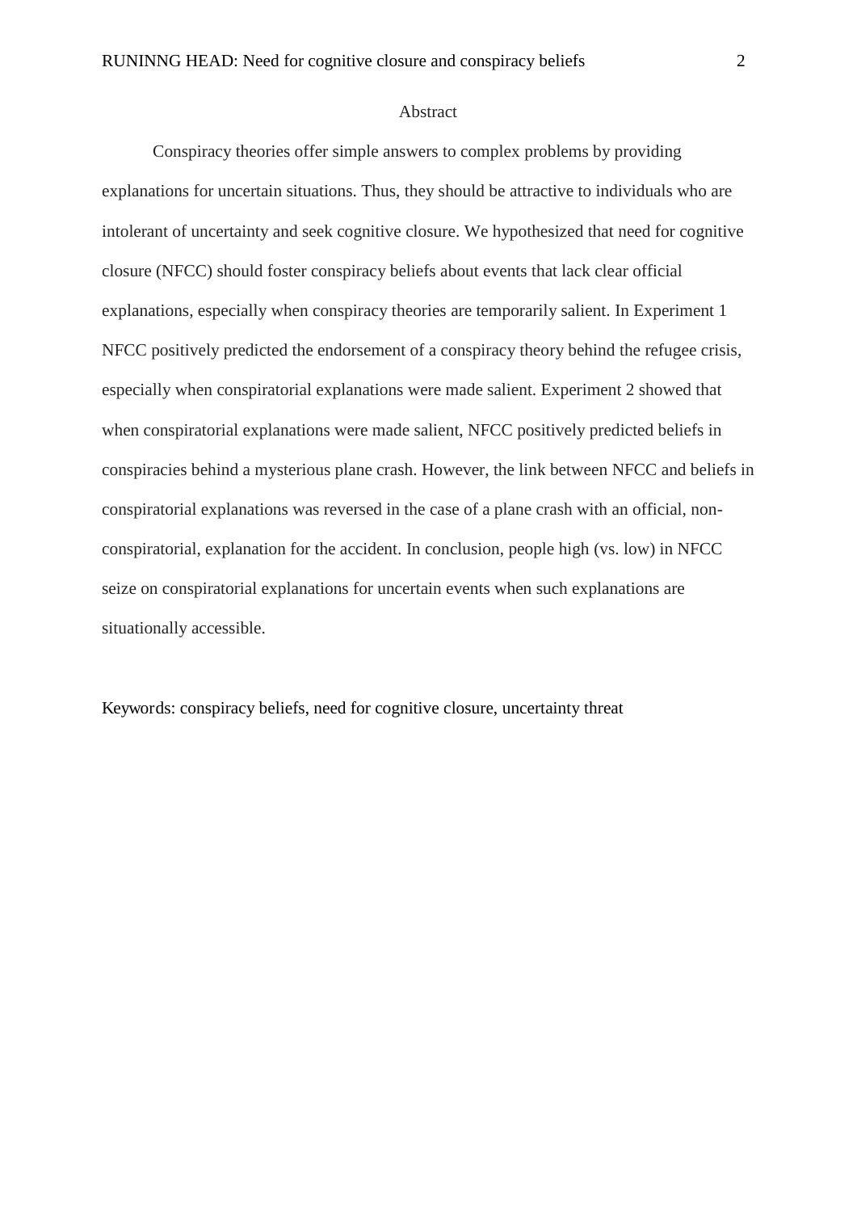## Abstract

Conspiracy theories offer simple answers to complex problems by providing explanations for uncertain situations. Thus, they should be attractive to individuals who are intolerant of uncertainty and seek cognitive closure. We hypothesized that need for cognitive closure (NFCC) should foster conspiracy beliefs about events that lack clear official explanations, especially when conspiracy theories are temporarily salient. In Experiment 1 NFCC positively predicted the endorsement of a conspiracy theory behind the refugee crisis, especially when conspiratorial explanations were made salient. Experiment 2 showed that when conspiratorial explanations were made salient, NFCC positively predicted beliefs in conspiracies behind a mysterious plane crash. However, the link between NFCC and beliefs in conspiratorial explanations was reversed in the case of a plane crash with an official, non-conspiratorial, explanation for the accident. In conclusion, people high (vs. low) in NFCC seize on conspiratorial explanations for uncertain events when such explanations are situationally accessible.

Keywords: conspiracy beliefs, need for cognitive closure, uncertainty threat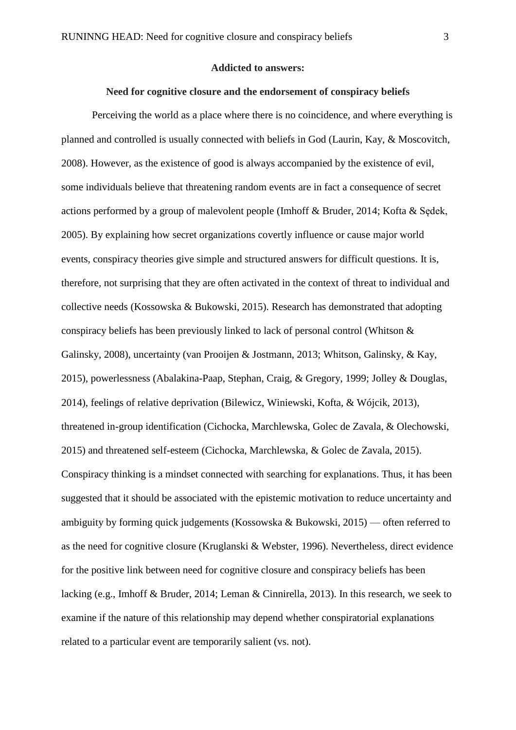**Addicted to answers:**

**Need for cognitive closure and the endorsement of conspiracy beliefs**

Perceiving the world as a place where there is no coincidence, and where everything is planned and controlled is usually connected with beliefs in God (Laurin, Kay, & Moscovitch, 2008). However, as the existence of good is always accompanied by the existence of evil, some individuals believe that threatening random events are in fact a consequence of secret actions performed by a group of malevolent people (Imhoff & Bruder, 2014; Kofta & Sędek, 2005). By explaining how secret organizations covertly influence or cause major world events, conspiracy theories give simple and structured answers for difficult questions. It is, therefore, not surprising that they are often activated in the context of threat to individual and collective needs (Kossowska & Bukowski, 2015). Research has demonstrated that adopting conspiracy beliefs has been previously linked to lack of personal control (Whitson & Galinsky, 2008), uncertainty (van Prooijen & Jostmann, 2013; Whitson, Galinsky, & Kay, 2015), powerlessness (Abalakina-Paap, Stephan, Craig, & Gregory, 1999; Jolley & Douglas, 2014), feelings of relative deprivation (Bilewicz, Winiewski, Kofta, & Wójcik, 2013), threatened in-group identification (Cichocka, Marchlewska, Golec de Zavala, & Olechowski, 2015) and threatened self-esteem (Cichocka, Marchlewska, & Golec de Zavala, 2015). Conspiracy thinking is a mindset connected with searching for explanations. Thus, it has been suggested that it should be associated with the epistemic motivation to reduce uncertainty and ambiguity by forming quick judgements (Kossowska & Bukowski, 2015) — often referred to as the need for cognitive closure (Kruglanski & Webster, 1996). Nevertheless, direct evidence for the positive link between need for cognitive closure and conspiracy beliefs has been lacking (e.g., Imhoff & Bruder, 2014; Leman & Cinnirella, 2013). In this research, we seek to examine if the nature of this relationship may depend whether conspiratorial explanations related to a particular event are temporarily salient (vs. not).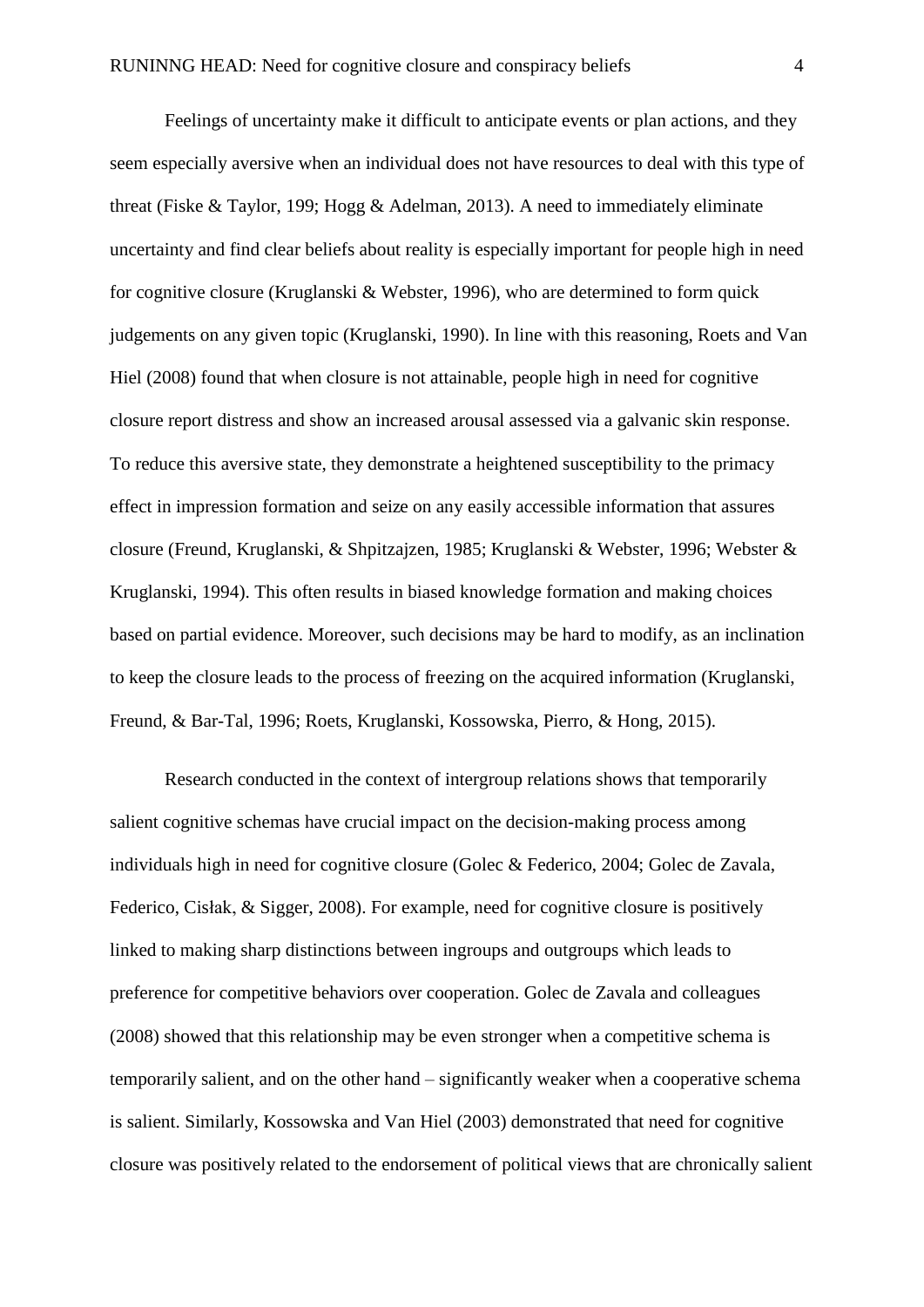Feelings of uncertainty make it difficult to anticipate events or plan actions, and they seem especially aversive when an individual does not have resources to deal with this type of threat (Fiske & Taylor, 199; Hogg & Adelman, 2013). A need to immediately eliminate uncertainty and find clear beliefs about reality is especially important for people high in need for cognitive closure (Kruglanski & Webster, 1996), who are determined to form quick judgements on any given topic (Kruglanski, 1990). In line with this reasoning, Roets and Van Hiel (2008) found that when closure is not attainable, people high in need for cognitive closure report distress and show an increased arousal assessed via a galvanic skin response. To reduce this aversive state, they demonstrate a heightened susceptibility to the primacy effect in impression formation and seize on any easily accessible information that assures closure (Freund, Kruglanski, & Shpitzajzen, 1985; Kruglanski & Webster, 1996; Webster & Kruglanski, 1994). This often results in biased knowledge formation and making choices based on partial evidence. Moreover, such decisions may be hard to modify, as an inclination to keep the closure leads to the process of freezing on the acquired information (Kruglanski, Freund, & Bar-Tal, 1996; Roets, Kruglanski, Kossowska, Pierro, & Hong, 2015).

Research conducted in the context of intergroup relations shows that temporarily salient cognitive schemas have crucial impact on the decision-making process among individuals high in need for cognitive closure (Golec & Federico, 2004; Golec de Zavala, Federico, Cisłak, & Sigger, 2008). For example, need for cognitive closure is positively linked to making sharp distinctions between ingroups and outgroups which leads to preference for competitive behaviors over cooperation. Golec de Zavala and colleagues (2008) showed that this relationship may be even stronger when a competitive schema is temporarily salient, and on the other hand – significantly weaker when a cooperative schema is salient. Similarly, Kossowska and Van Hiel (2003) demonstrated that need for cognitive closure was positively related to the endorsement of political views that are chronically salient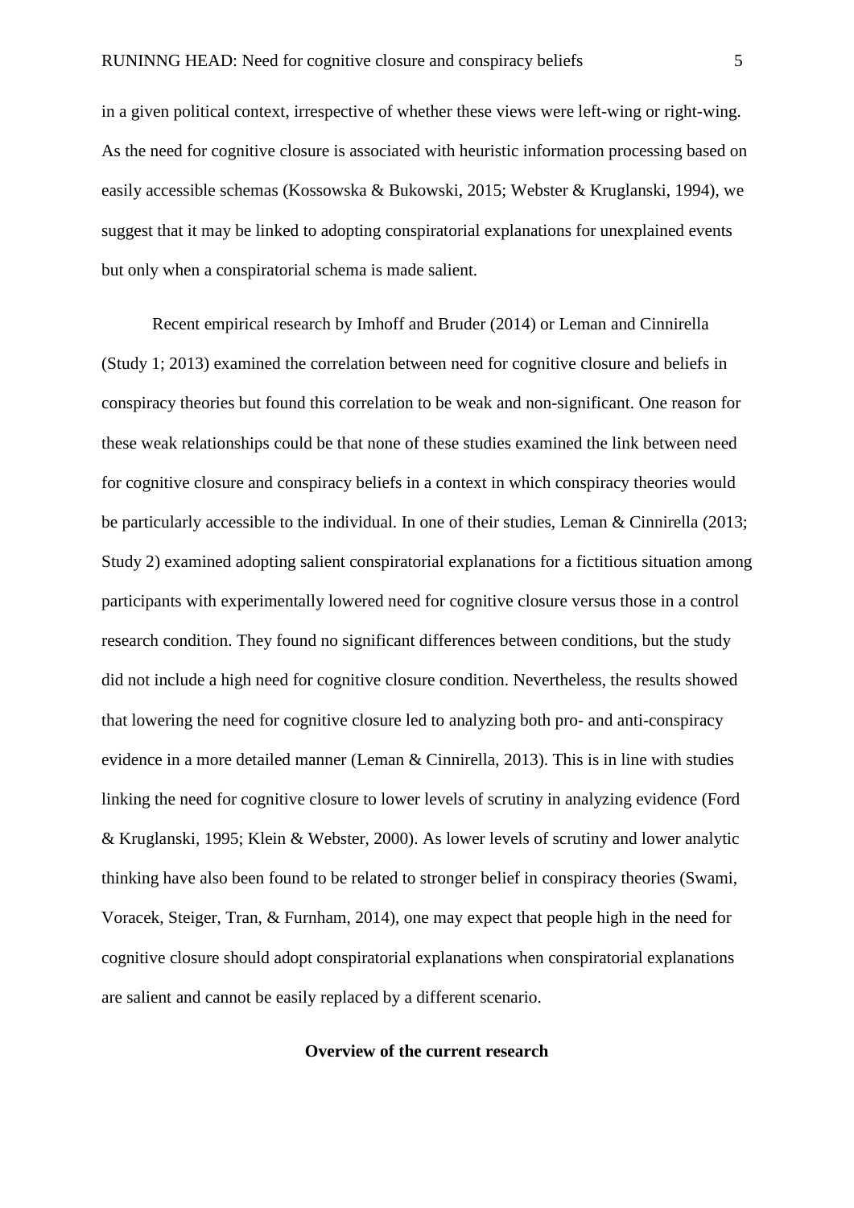in a given political context, irrespective of whether these views were left-wing or right-wing. As the need for cognitive closure is associated with heuristic information processing based on easily accessible schemas (Kossowska & Bukowski, 2015; Webster & Kruglanski, 1994), we suggest that it may be linked to adopting conspiratorial explanations for unexplained events but only when a conspiratorial schema is made salient.

Recent empirical research by Imhoff and Bruder (2014) or Leman and Cinnirella (Study 1; 2013) examined the correlation between need for cognitive closure and beliefs in conspiracy theories but found this correlation to be weak and non-significant. One reason for these weak relationships could be that none of these studies examined the link between need for cognitive closure and conspiracy beliefs in a context in which conspiracy theories would be particularly accessible to the individual. In one of their studies, Leman & Cinnirella (2013; Study 2) examined adopting salient conspiratorial explanations for a fictitious situation among participants with experimentally lowered need for cognitive closure versus those in a control research condition. They found no significant differences between conditions, but the study did not include a high need for cognitive closure condition. Nevertheless, the results showed that lowering the need for cognitive closure led to analyzing both pro- and anti-conspiracy evidence in a more detailed manner (Leman & Cinnirella, 2013). This is in line with studies linking the need for cognitive closure to lower levels of scrutiny in analyzing evidence (Ford & Kruglanski, 1995; Klein & Webster, 2000). As lower levels of scrutiny and lower analytic thinking have also been found to be related to stronger belief in conspiracy theories (Swami, Voracek, Steiger, Tran, & Furnham, 2014), one may expect that people high in the need for cognitive closure should adopt conspiratorial explanations when conspiratorial explanations are salient and cannot be easily replaced by a different scenario.

## Overview of the current research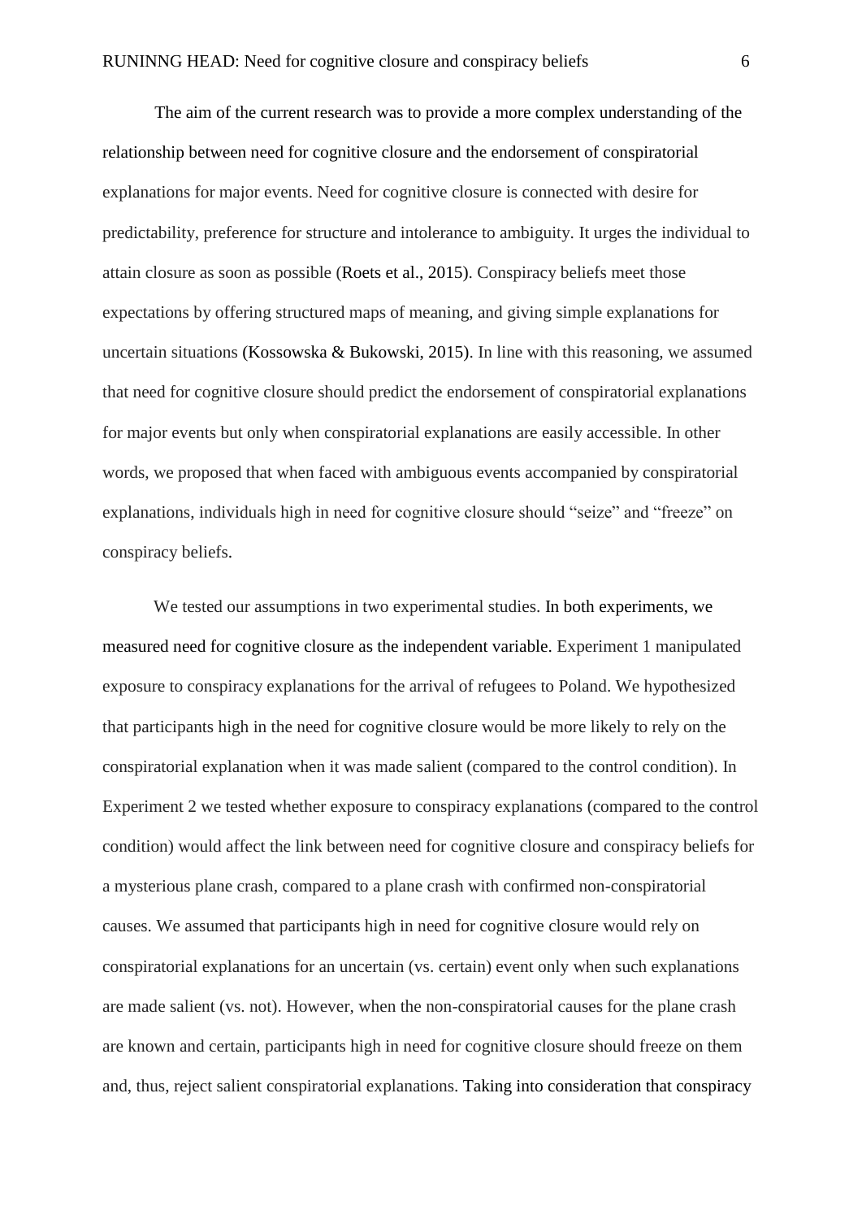The aim of the current research was to provide a more complex understanding of the relationship between need for cognitive closure and the endorsement of conspiratorial explanations for major events. Need for cognitive closure is connected with desire for predictability, preference for structure and intolerance to ambiguity. It urges the individual to attain closure as soon as possible (Roets et al., 2015). Conspiracy beliefs meet those expectations by offering structured maps of meaning, and giving simple explanations for uncertain situations (Kossowska & Bukowski, 2015). In line with this reasoning, we assumed that need for cognitive closure should predict the endorsement of conspiratorial explanations for major events but only when conspiratorial explanations are easily accessible. In other words, we proposed that when faced with ambiguous events accompanied by conspiratorial explanations, individuals high in need for cognitive closure should "seize" and "freeze" on conspiracy beliefs.

We tested our assumptions in two experimental studies. In both experiments, we measured need for cognitive closure as the independent variable. Experiment 1 manipulated exposure to conspiracy explanations for the arrival of refugees to Poland. We hypothesized that participants high in the need for cognitive closure would be more likely to rely on the conspiratorial explanation when it was made salient (compared to the control condition). In Experiment 2 we tested whether exposure to conspiracy explanations (compared to the control condition) would affect the link between need for cognitive closure and conspiracy beliefs for a mysterious plane crash, compared to a plane crash with confirmed non-conspiratorial causes. We assumed that participants high in need for cognitive closure would rely on conspiratorial explanations for an uncertain (vs. certain) event only when such explanations are made salient (vs. not). However, when the non-conspiratorial causes for the plane crash are known and certain, participants high in need for cognitive closure should freeze on them and, thus, reject salient conspiratorial explanations. Taking into consideration that conspiracy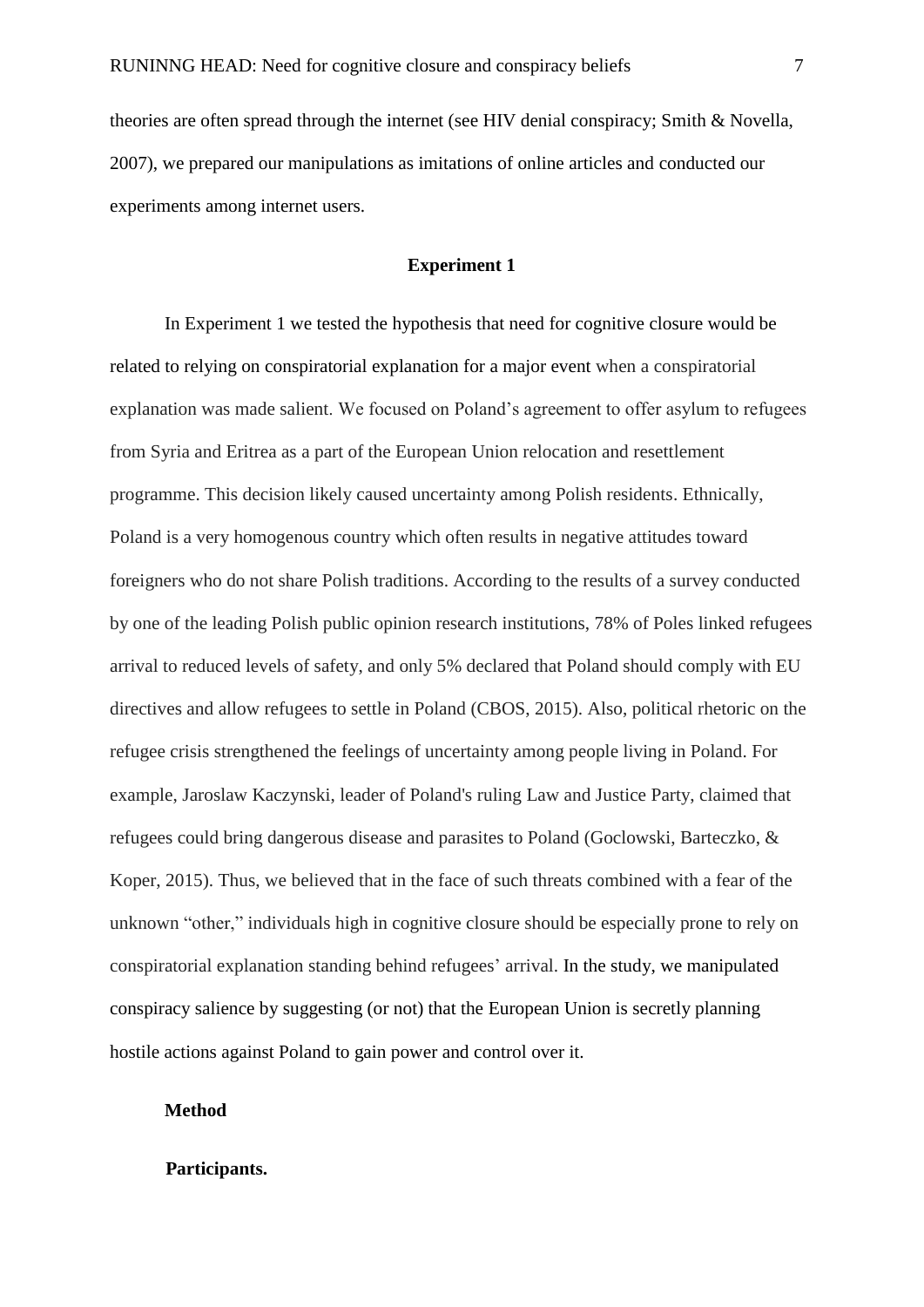theories are often spread through the internet (see HIV denial conspiracy; Smith & Novella, 2007), we prepared our manipulations as imitations of online articles and conducted our experiments among internet users.

## Experiment 1

In Experiment 1 we tested the hypothesis that need for cognitive closure would be related to relying on conspiratorial explanation for a major event when a conspiratorial explanation was made salient. We focused on Poland's agreement to offer asylum to refugees from Syria and Eritrea as a part of the European Union relocation and resettlement programme. This decision likely caused uncertainty among Polish residents. Ethnically, Poland is a very homogenous country which often results in negative attitudes toward foreigners who do not share Polish traditions. According to the results of a survey conducted by one of the leading Polish public opinion research institutions, 78% of Poles linked refugees arrival to reduced levels of safety, and only 5% declared that Poland should comply with EU directives and allow refugees to settle in Poland (CBOS, 2015). Also, political rhetoric on the refugee crisis strengthened the feelings of uncertainty among people living in Poland. For example, Jaroslaw Kaczynski, leader of Poland's ruling Law and Justice Party, claimed that refugees could bring dangerous disease and parasites to Poland (Goclowski, Barteczko, & Koper, 2015). Thus, we believed that in the face of such threats combined with a fear of the unknown "other," individuals high in cognitive closure should be especially prone to rely on conspiratorial explanation standing behind refugees' arrival. In the study, we manipulated conspiracy salience by suggesting (or not) that the European Union is secretly planning hostile actions against Poland to gain power and control over it.

### Method

#### Participants.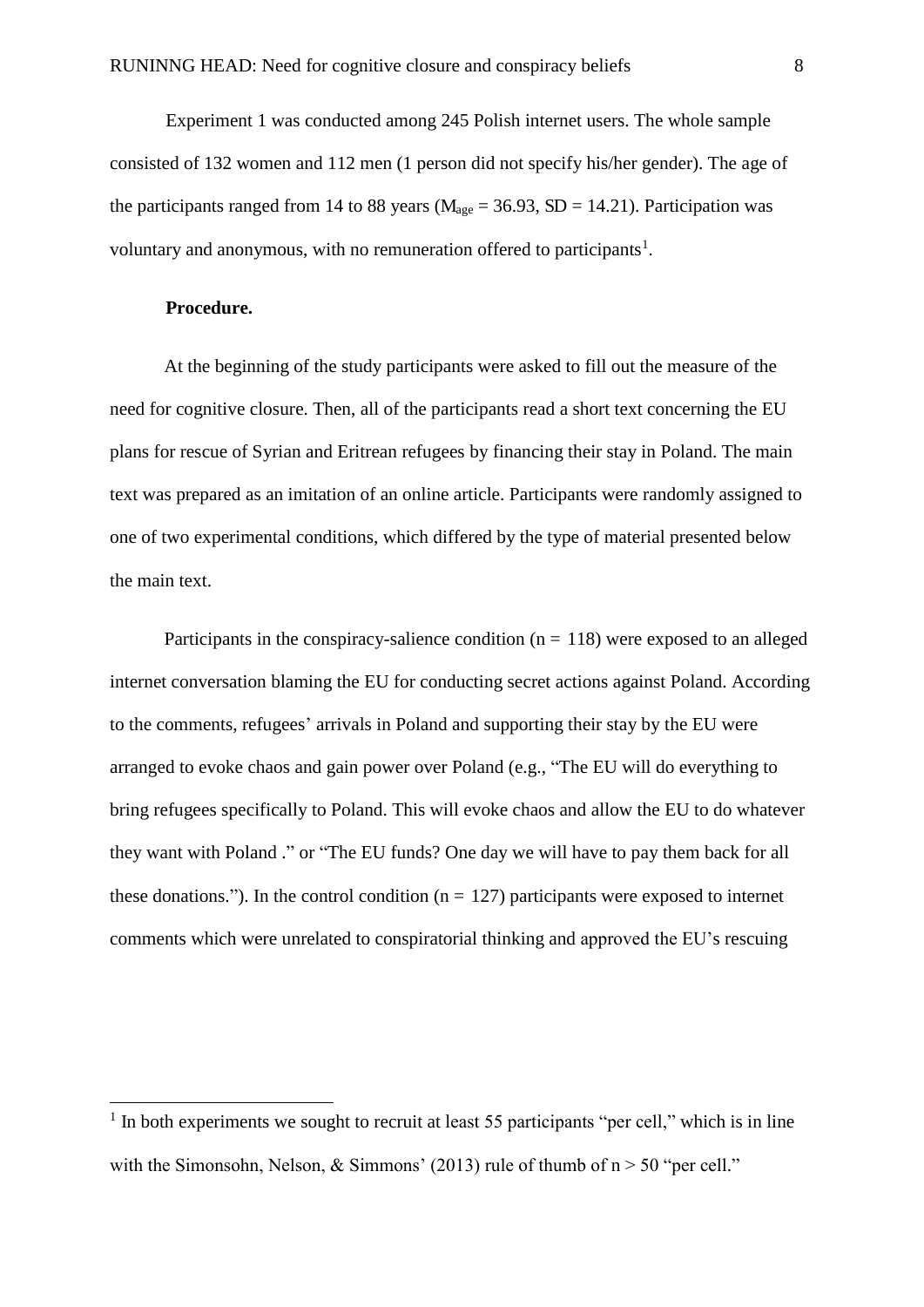Experiment 1 was conducted among 245 Polish internet users. The whole sample consisted of 132 women and 112 men (1 person did not specify his/her gender). The age of the participants ranged from 14 to 88 years ($M_{age}$ = 36.93, SD = 14.21). Participation was voluntary and anonymous, with no remuneration offered to participants[1].

**Procedure.**

At the beginning of the study participants were asked to fill out the measure of the need for cognitive closure. Then, all of the participants read a short text concerning the EU plans for rescue of Syrian and Eritrean refugees by financing their stay in Poland. The main text was prepared as an imitation of an online article. Participants were randomly assigned to one of two experimental conditions, which differed by the type of material presented below the main text.

Participants in the conspiracy-salience condition (n = 118) were exposed to an alleged internet conversation blaming the EU for conducting secret actions against Poland. According to the comments, refugees' arrivals in Poland and supporting their stay by the EU were arranged to evoke chaos and gain power over Poland (e.g., "The EU will do everything to bring refugees specifically to Poland. This will evoke chaos and allow the EU to do whatever they want with Poland ." or "The EU funds? One day we will have to pay them back for all these donations."). In the control condition (n = 127) participants were exposed to internet comments which were unrelated to conspiratorial thinking and approved the EU's rescuing

[1] In both experiments we sought to recruit at least 55 participants "per cell," which is in line with the Simonsohn, Nelson, & Simmons' (2013) rule of thumb of n > 50 "per cell."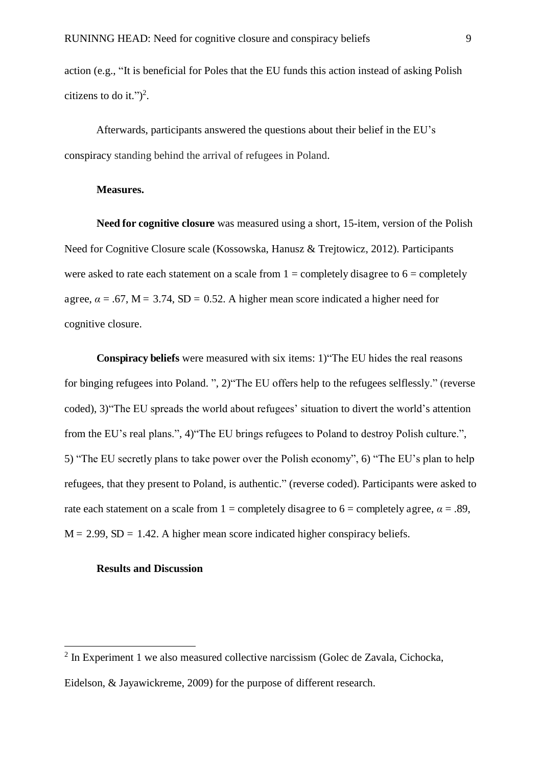action (e.g., "It is beneficial for Poles that the EU funds this action instead of asking Polish citizens to do it.")[2].

Afterwards, participants answered the questions about their belief in the EU's conspiracy standing behind the arrival of refugees in Poland.

**Measures.**

**Need for cognitive closure** was measured using a short, 15-item, version of the Polish Need for Cognitive Closure scale (Kossowska, Hanusz & Trejtowicz, 2012). Participants were asked to rate each statement on a scale from 1 = completely disagree to 6 = completely agree, $\alpha = .67$, M = 3.74, SD = 0.52. A higher mean score indicated a higher need for cognitive closure.

**Conspiracy beliefs** were measured with six items: 1)"The EU hides the real reasons for binging refugees into Poland. ", 2)"The EU offers help to the refugees selflessly." (reverse coded), 3)"The EU spreads the world about refugees' situation to divert the world's attention from the EU's real plans.", 4)"The EU brings refugees to Poland to destroy Polish culture.", 5) "The EU secretly plans to take power over the Polish economy", 6) "The EU's plan to help refugees, that they present to Poland, is authentic." (reverse coded). Participants were asked to rate each statement on a scale from 1 = completely disagree to 6 = completely agree, $\alpha = .89$, M = 2.99, SD = 1.42. A higher mean score indicated higher conspiracy beliefs.

**Results and Discussion**

[2] In Experiment 1 we also measured collective narcissism (Golec de Zavala, Cichocka, Eidelson, & Jayawickreme, 2009) for the purpose of different research.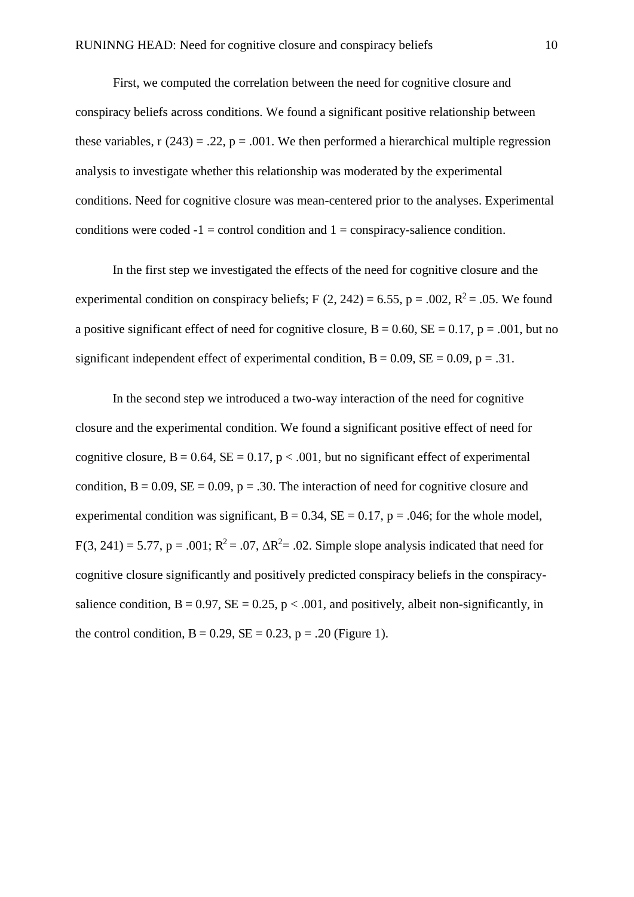First, we computed the correlation between the need for cognitive closure and conspiracy beliefs across conditions. We found a significant positive relationship between these variables, $r(243) = .22$, $p = .001$. We then performed a hierarchical multiple regression analysis to investigate whether this relationship was moderated by the experimental conditions. Need for cognitive closure was mean-centered prior to the analyses. Experimental conditions were coded -1 = control condition and 1 = conspiracy-salience condition.

In the first step we investigated the effects of the need for cognitive closure and the experimental condition on conspiracy beliefs; $F(2, 242) = 6.55$, $p = .002$, $R^2 = .05$. We found a positive significant effect of need for cognitive closure, $B = 0.60$, $SE = 0.17$, $p = .001$, but no significant independent effect of experimental condition, $B = 0.09$, $SE = 0.09$, $p = .31$.

In the second step we introduced a two-way interaction of the need for cognitive closure and the experimental condition. We found a significant positive effect of need for cognitive closure, $B = 0.64$, $SE = 0.17$, $p < .001$, but no significant effect of experimental condition, $B = 0.09$, $SE = 0.09$, $p = .30$. The interaction of need for cognitive closure and experimental condition was significant, $B = 0.34$, $SE = 0.17$, $p = .046$; for the whole model, $F(3, 241) = 5.77$, $p = .001$; $R^2 = .07$, $\Delta R^2 = .02$. Simple slope analysis indicated that need for cognitive closure significantly and positively predicted conspiracy beliefs in the conspiracy-salience condition, $B = 0.97$, $SE = 0.25$, $p < .001$, and positively, albeit non-significantly, in the control condition, $B = 0.29$, $SE = 0.23$, $p = .20$ (Figure 1).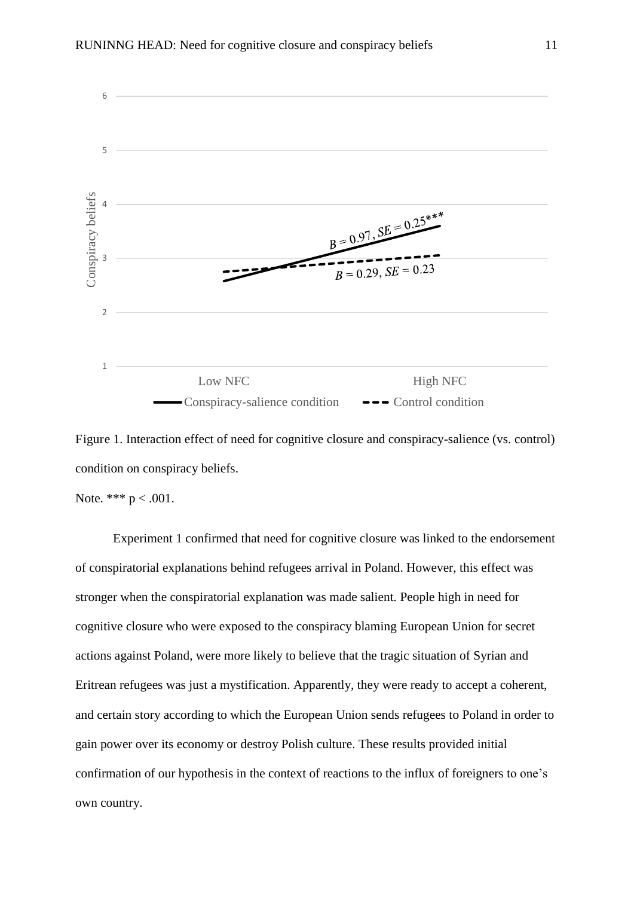Figure 1. Interaction effect of need for cognitive closure and conspiracy-salience (vs. control) condition on conspiracy beliefs.

Note. *** $p < .001$.

Experiment 1 confirmed that need for cognitive closure was linked to the endorsement of conspiratorial explanations behind refugees arrival in Poland. However, this effect was stronger when the conspiratorial explanation was made salient. People high in need for cognitive closure who were exposed to the conspiracy blaming European Union for secret actions against Poland, were more likely to believe that the tragic situation of Syrian and Eritrean refugees was just a mystification. Apparently, they were ready to accept a coherent, and certain story according to which the European Union sends refugees to Poland in order to gain power over its economy or destroy Polish culture. These results provided initial confirmation of our hypothesis in the context of reactions to the influx of foreigners to one's own country.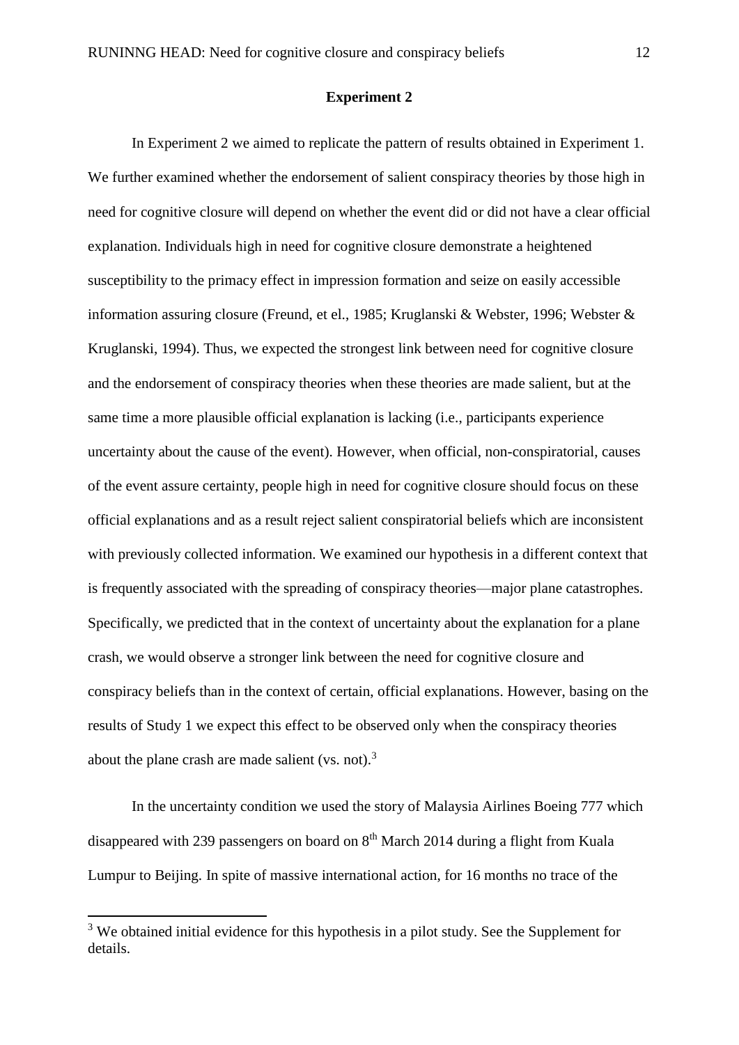## Experiment 2

In Experiment 2 we aimed to replicate the pattern of results obtained in Experiment 1. We further examined whether the endorsement of salient conspiracy theories by those high in need for cognitive closure will depend on whether the event did or did not have a clear official explanation. Individuals high in need for cognitive closure demonstrate a heightened susceptibility to the primacy effect in impression formation and seize on easily accessible information assuring closure (Freund, et el., 1985; Kruglanski & Webster, 1996; Webster & Kruglanski, 1994). Thus, we expected the strongest link between need for cognitive closure and the endorsement of conspiracy theories when these theories are made salient, but at the same time a more plausible official explanation is lacking (i.e., participants experience uncertainty about the cause of the event). However, when official, non-conspiratorial, causes of the event assure certainty, people high in need for cognitive closure should focus on these official explanations and as a result reject salient conspiratorial beliefs which are inconsistent with previously collected information. We examined our hypothesis in a different context that is frequently associated with the spreading of conspiracy theories—major plane catastrophes. Specifically, we predicted that in the context of uncertainty about the explanation for a plane crash, we would observe a stronger link between the need for cognitive closure and conspiracy beliefs than in the context of certain, official explanations. However, basing on the results of Study 1 we expect this effect to be observed only when the conspiracy theories about the plane crash are made salient (vs. not).[3]

In the uncertainty condition we used the story of Malaysia Airlines Boeing 777 which disappeared with 239 passengers on board on 8th March 2014 during a flight from Kuala Lumpur to Beijing. In spite of massive international action, for 16 months no trace of the

[3] We obtained initial evidence for this hypothesis in a pilot study. See the Supplement for details.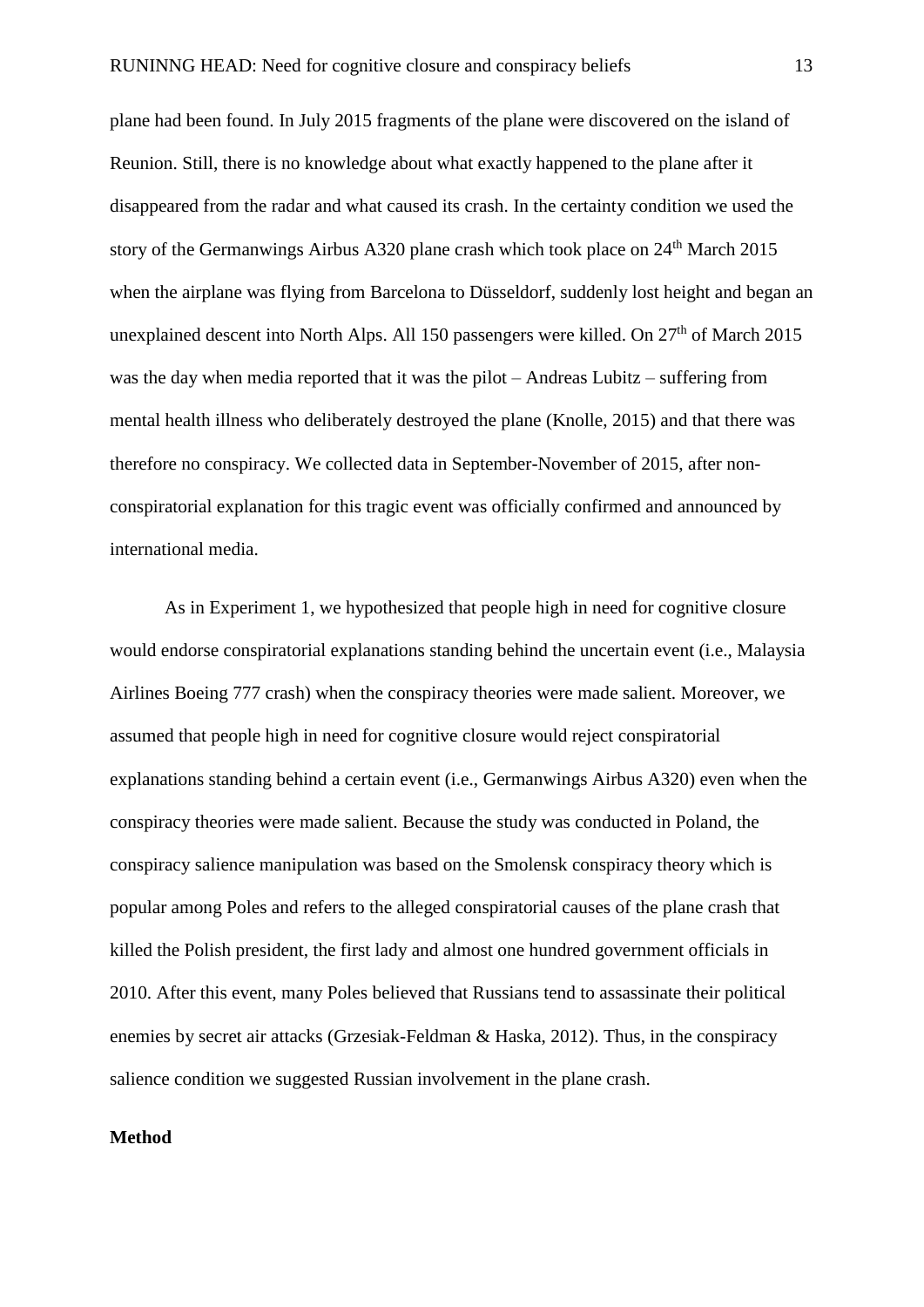plane had been found. In July 2015 fragments of the plane were discovered on the island of Reunion. Still, there is no knowledge about what exactly happened to the plane after it disappeared from the radar and what caused its crash. In the certainty condition we used the story of the Germanwings Airbus A320 plane crash which took place on 24th March 2015 when the airplane was flying from Barcelona to Düsseldorf, suddenly lost height and began an unexplained descent into North Alps. All 150 passengers were killed. On 27th of March 2015 was the day when media reported that it was the pilot – Andreas Lubitz – suffering from mental health illness who deliberately destroyed the plane (Knolle, 2015) and that there was therefore no conspiracy. We collected data in September-November of 2015, after non-conspiratorial explanation for this tragic event was officially confirmed and announced by international media.

As in Experiment 1, we hypothesized that people high in need for cognitive closure would endorse conspiratorial explanations standing behind the uncertain event (i.e., Malaysia Airlines Boeing 777 crash) when the conspiracy theories were made salient. Moreover, we assumed that people high in need for cognitive closure would reject conspiratorial explanations standing behind a certain event (i.e., Germanwings Airbus A320) even when the conspiracy theories were made salient. Because the study was conducted in Poland, the conspiracy salience manipulation was based on the Smolensk conspiracy theory which is popular among Poles and refers to the alleged conspiratorial causes of the plane crash that killed the Polish president, the first lady and almost one hundred government officials in 2010. After this event, many Poles believed that Russians tend to assassinate their political enemies by secret air attacks (Grzesiak-Feldman & Haska, 2012). Thus, in the conspiracy salience condition we suggested Russian involvement in the plane crash.

**Method**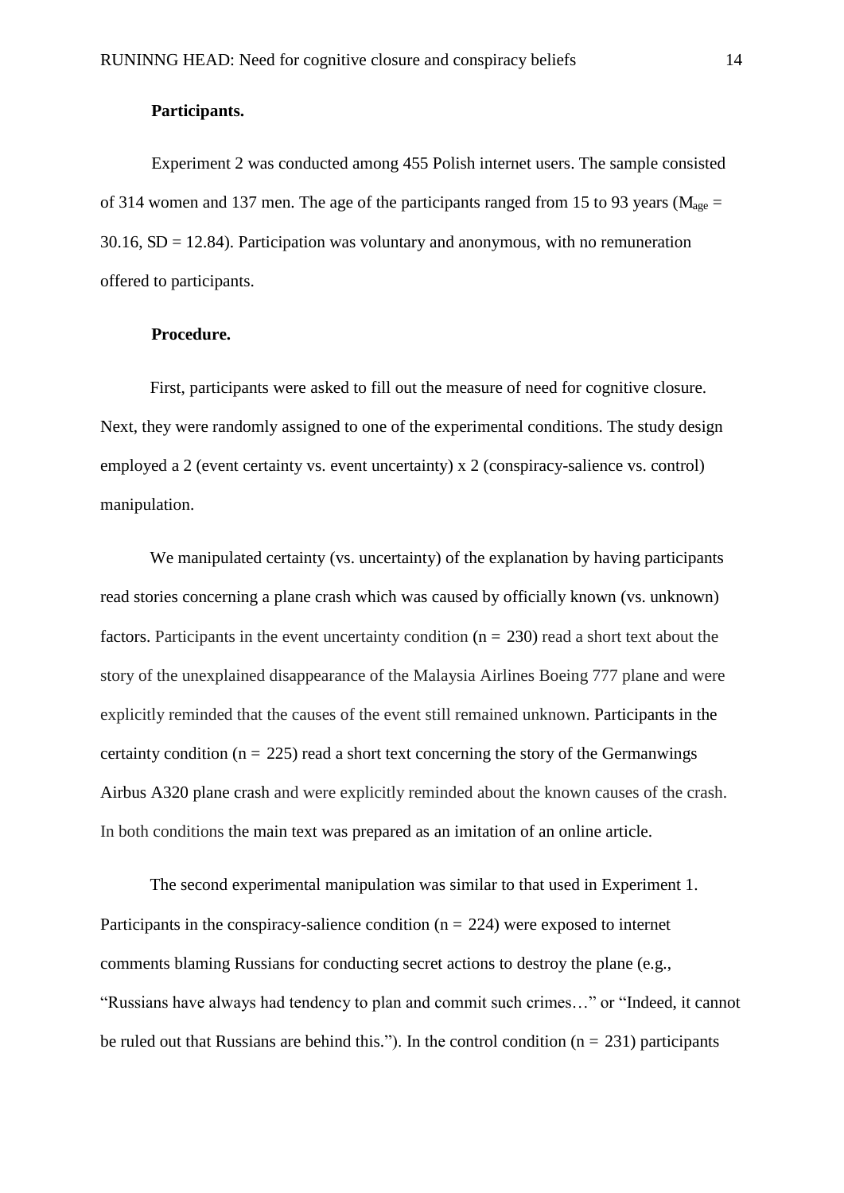**Participants.**

Experiment 2 was conducted among 455 Polish internet users. The sample consisted of 314 women and 137 men. The age of the participants ranged from 15 to 93 years ($M_{age}$ = 30.16, SD = 12.84). Participation was voluntary and anonymous, with no remuneration offered to participants.

**Procedure.**

First, participants were asked to fill out the measure of need for cognitive closure. Next, they were randomly assigned to one of the experimental conditions. The study design employed a 2 (event certainty vs. event uncertainty) x 2 (conspiracy-salience vs. control) manipulation.

We manipulated certainty (vs. uncertainty) of the explanation by having participants read stories concerning a plane crash which was caused by officially known (vs. unknown) factors. Participants in the event uncertainty condition (n = 230) read a short text about the story of the unexplained disappearance of the Malaysia Airlines Boeing 777 plane and were explicitly reminded that the causes of the event still remained unknown. Participants in the certainty condition (n = 225) read a short text concerning the story of the Germanwings Airbus A320 plane crash and were explicitly reminded about the known causes of the crash. In both conditions the main text was prepared as an imitation of an online article.

The second experimental manipulation was similar to that used in Experiment 1. Participants in the conspiracy-salience condition (n = 224) were exposed to internet comments blaming Russians for conducting secret actions to destroy the plane (e.g., "Russians have always had tendency to plan and commit such crimes…" or "Indeed, it cannot be ruled out that Russians are behind this."). In the control condition (n = 231) participants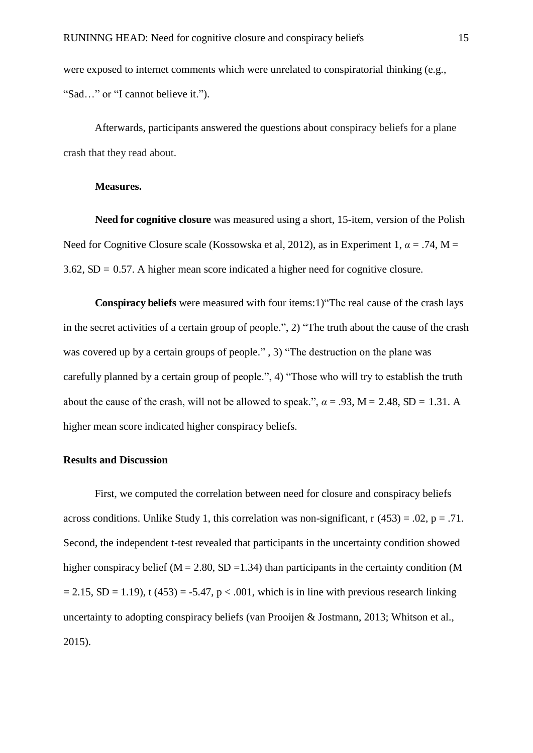were exposed to internet comments which were unrelated to conspiratorial thinking (e.g., "Sad…" or "I cannot believe it.").

Afterwards, participants answered the questions about conspiracy beliefs for a plane crash that they read about.

**Measures.**

**Need for cognitive closure** was measured using a short, 15-item, version of the Polish Need for Cognitive Closure scale (Kossowska et al, 2012), as in Experiment 1, $\alpha = .74$, $M = 3.62$, $SD = 0.57$. A higher mean score indicated a higher need for cognitive closure.

**Conspiracy beliefs** were measured with four items:1)"The real cause of the crash lays in the secret activities of a certain group of people.", 2) "The truth about the cause of the crash was covered up by a certain groups of people." , 3) "The destruction on the plane was carefully planned by a certain group of people.", 4) "Those who will try to establish the truth about the cause of the crash, will not be allowed to speak.", $\alpha = .93$, $M = 2.48$, $SD = 1.31$. A higher mean score indicated higher conspiracy beliefs.

## Results and Discussion

First, we computed the correlation between need for closure and conspiracy beliefs across conditions. Unlike Study 1, this correlation was non-significant, $r(453) = .02$, $p = .71$. Second, the independent t-test revealed that participants in the uncertainty condition showed higher conspiracy belief ($M = 2.80$, $SD = 1.34$) than participants in the certainty condition ($M = 2.15$, $SD = 1.19$), $t(453) = -5.47$, $p < .001$, which is in line with previous research linking uncertainty to adopting conspiracy beliefs (van Prooijen & Jostmann, 2013; Whitson et al., 2015).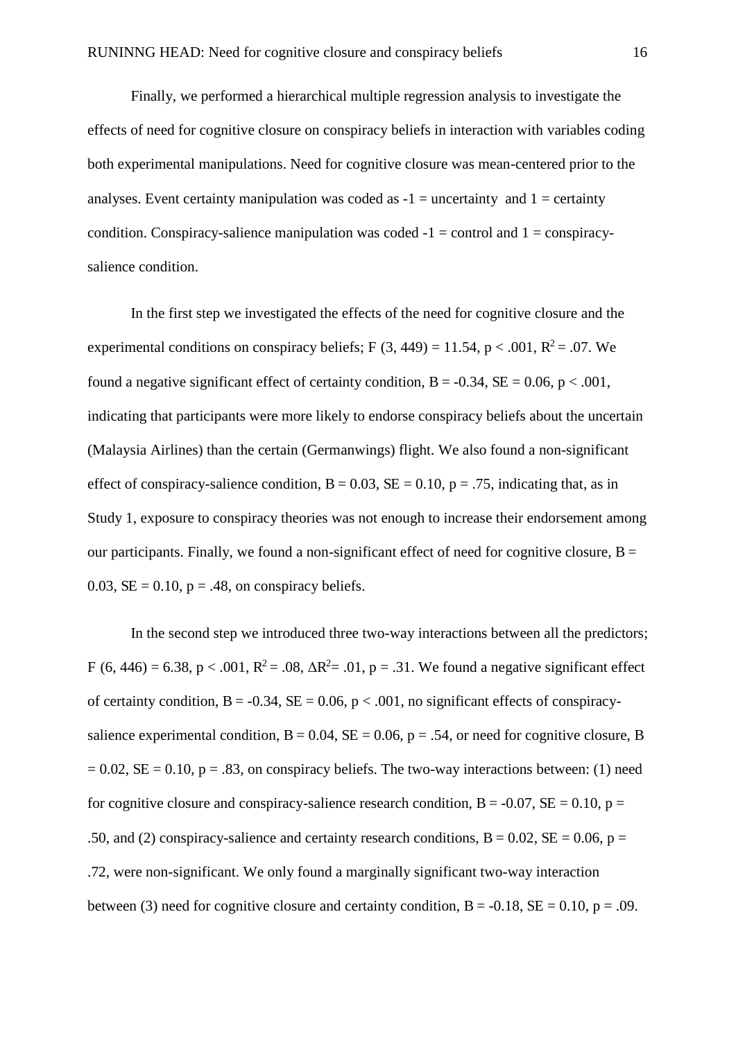Finally, we performed a hierarchical multiple regression analysis to investigate the effects of need for cognitive closure on conspiracy beliefs in interaction with variables coding both experimental manipulations. Need for cognitive closure was mean-centered prior to the analyses. Event certainty manipulation was coded as -1 = uncertainty and 1 = certainty condition. Conspiracy-salience manipulation was coded -1 = control and 1 = conspiracy-salience condition.

In the first step we investigated the effects of the need for cognitive closure and the experimental conditions on conspiracy beliefs; $F(3, 449) = 11.54$, $p < .001$, $R^2 = .07$. We found a negative significant effect of certainty condition, $B = -0.34$, $SE = 0.06$, $p < .001$, indicating that participants were more likely to endorse conspiracy beliefs about the uncertain (Malaysia Airlines) than the certain (Germanwings) flight. We also found a non-significant effect of conspiracy-salience condition, $B = 0.03$, $SE = 0.10$, $p = .75$, indicating that, as in Study 1, exposure to conspiracy theories was not enough to increase their endorsement among our participants. Finally, we found a non-significant effect of need for cognitive closure, $B = 0.03$, $SE = 0.10$, $p = .48$, on conspiracy beliefs.

In the second step we introduced three two-way interactions between all the predictors; $F(6, 446) = 6.38$, $p < .001$, $R^2 = .08$, $\Delta R^2 = .01$, $p = .31$. We found a negative significant effect of certainty condition, $B = -0.34$, $SE = 0.06$, $p < .001$, no significant effects of conspiracy-salience experimental condition, $B = 0.04$, $SE = 0.06$, $p = .54$, or need for cognitive closure, $B = 0.02$, $SE = 0.10$, $p = .83$, on conspiracy beliefs. The two-way interactions between: (1) need for cognitive closure and conspiracy-salience research condition, $B = -0.07$, $SE = 0.10$, $p = .50$, and (2) conspiracy-salience and certainty research conditions, $B = 0.02$, $SE = 0.06$, $p = .72$, were non-significant. We only found a marginally significant two-way interaction between (3) need for cognitive closure and certainty condition, $B = -0.18$, $SE = 0.10$, $p = .09$.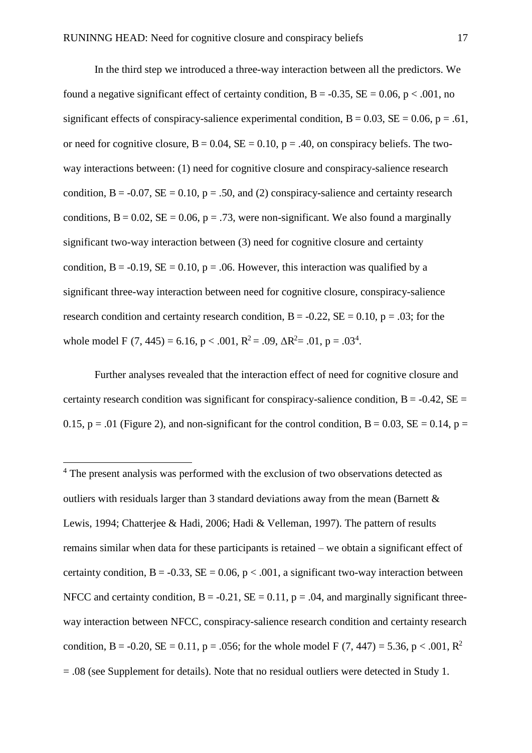In the third step we introduced a three-way interaction between all the predictors. We found a negative significant effect of certainty condition, $B = -0.35$, $SE = 0.06$, $p < .001$, no significant effects of conspiracy-salience experimental condition, $B = 0.03$, $SE = 0.06$, $p = .61$, or need for cognitive closure, $B = 0.04$, $SE = 0.10$, $p = .40$, on conspiracy beliefs. The two-way interactions between: (1) need for cognitive closure and conspiracy-salience research condition, $B = -0.07$, $SE = 0.10$, $p = .50$, and (2) conspiracy-salience and certainty research conditions, $B = 0.02$, $SE = 0.06$, $p = .73$, were non-significant. We also found a marginally significant two-way interaction between (3) need for cognitive closure and certainty condition, $B = -0.19$, $SE = 0.10$, $p = .06$. However, this interaction was qualified by a significant three-way interaction between need for cognitive closure, conspiracy-salience research condition and certainty research condition, $B = -0.22$, $SE = 0.10$, $p = .03$; for the whole model $F$ (7, 445) = 6.16, $p < .001$, $R^2 = .09$, $\Delta R^2 = .01$, $p = .03$[4].

Further analyses revealed that the interaction effect of need for cognitive closure and certainty research condition was significant for conspiracy-salience condition, $B = -0.42$, $SE = 0.15$, $p = .01$ (Figure 2), and non-significant for the control condition, $B = 0.03$, $SE = 0.14$, $p =$

[4] The present analysis was performed with the exclusion of two observations detected as outliers with residuals larger than 3 standard deviations away from the mean (Barnett & Lewis, 1994; Chatterjee & Hadi, 2006; Hadi & Velleman, 1997). The pattern of results remains similar when data for these participants is retained – we obtain a significant effect of certainty condition, $B = -0.33$, $SE = 0.06$, $p < .001$, a significant two-way interaction between NFCC and certainty condition, $B = -0.21$, $SE = 0.11$, $p = .04$, and marginally significant three-way interaction between NFCC, conspiracy-salience research condition and certainty research condition, $B = -0.20$, $SE = 0.11$, $p = .056$; for the whole model $F$ (7, 447) = 5.36, $p < .001$, $R^2 = .08$ (see Supplement for details). Note that no residual outliers were detected in Study 1.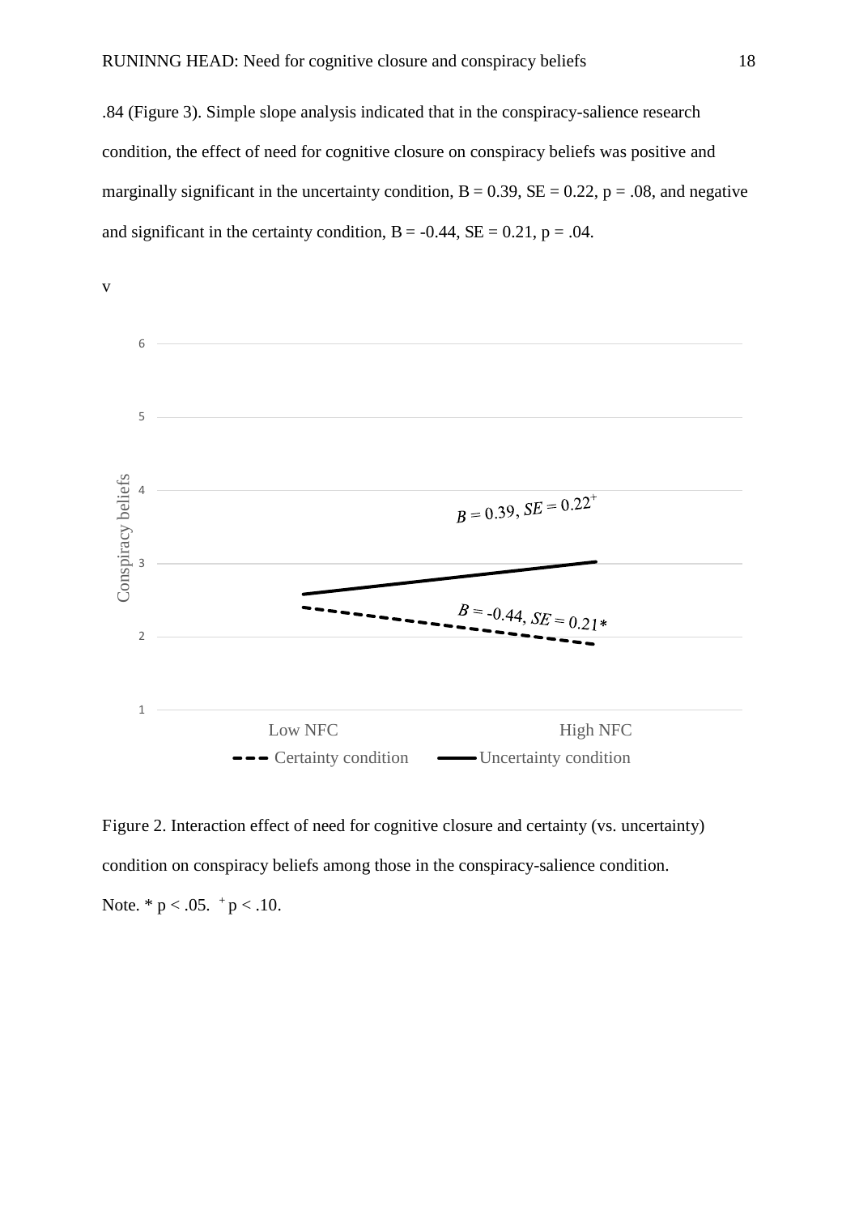.84 (Figure 3). Simple slope analysis indicated that in the conspiracy-salience research condition, the effect of need for cognitive closure on conspiracy beliefs was positive and marginally significant in the uncertainty condition, $B = 0.39$, $SE = 0.22$, $p = .08$, and negative and significant in the certainty condition, $B = -0.44$, $SE = 0.21$, $p = .04$.

v

Figure 2. Interaction effect of need for cognitive closure and certainty (vs. uncertainty) condition on conspiracy beliefs among those in the conspiracy-salience condition.

Note. * $p < .05$. $^{+}$ $p < .10$.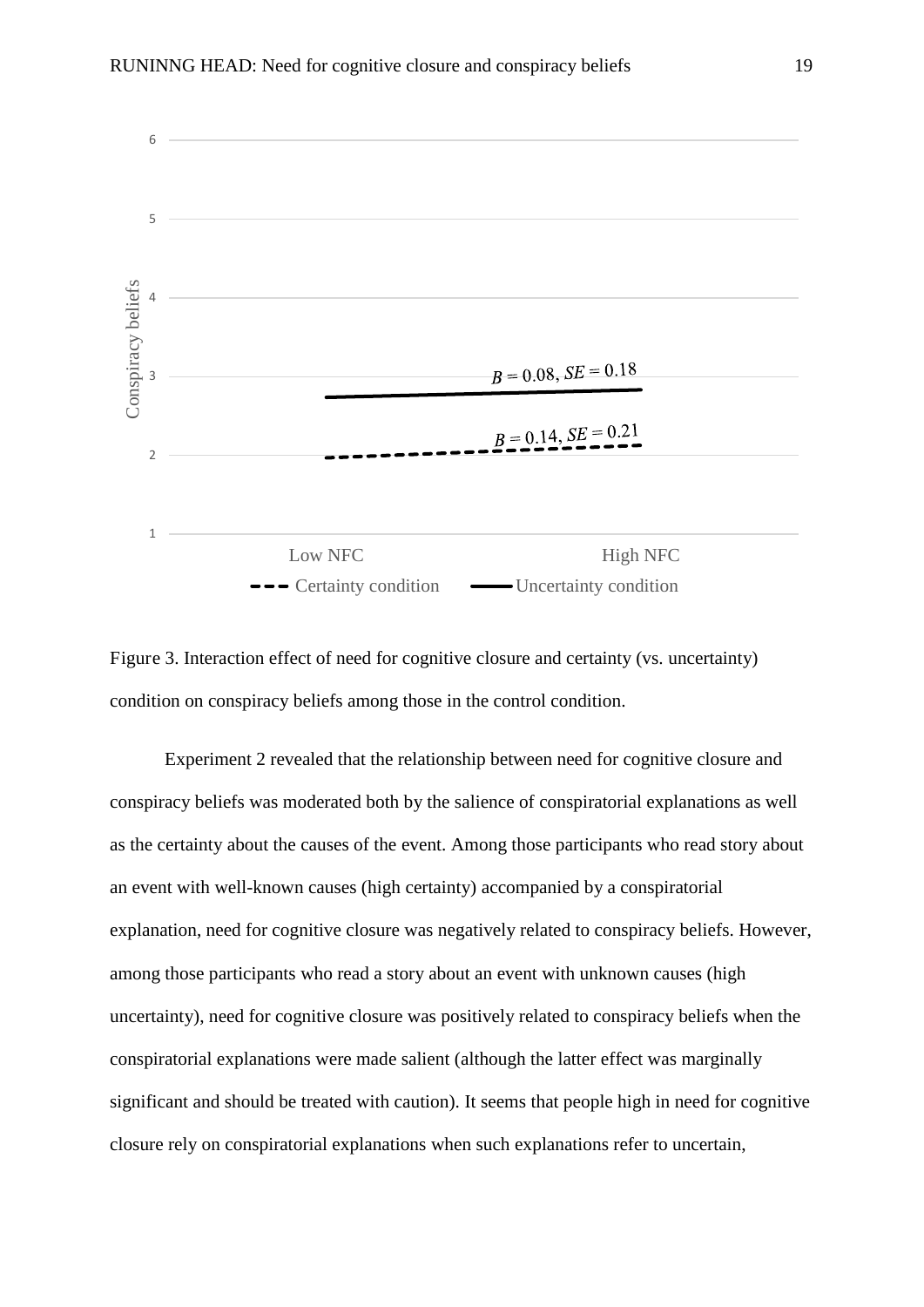Figure 3. Interaction effect of need for cognitive closure and certainty (vs. uncertainty) condition on conspiracy beliefs among those in the control condition.

Experiment 2 revealed that the relationship between need for cognitive closure and conspiracy beliefs was moderated both by the salience of conspiratorial explanations as well as the certainty about the causes of the event. Among those participants who read story about an event with well-known causes (high certainty) accompanied by a conspiratorial explanation, need for cognitive closure was negatively related to conspiracy beliefs. However, among those participants who read a story about an event with unknown causes (high uncertainty), need for cognitive closure was positively related to conspiracy beliefs when the conspiratorial explanations were made salient (although the latter effect was marginally significant and should be treated with caution). It seems that people high in need for cognitive closure rely on conspiratorial explanations when such explanations refer to uncertain,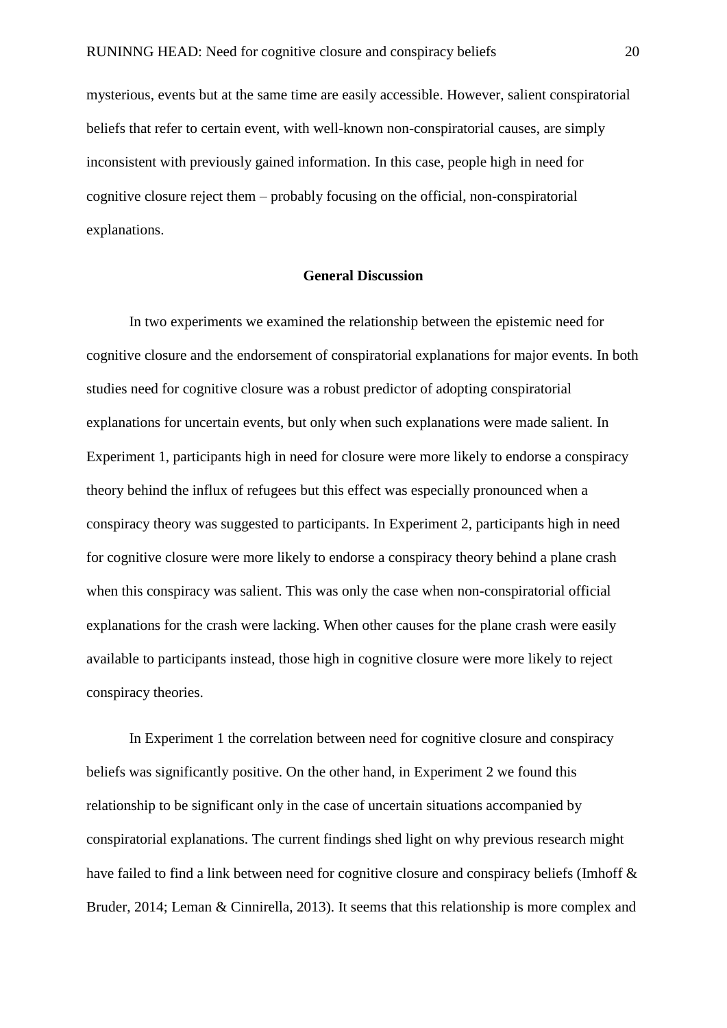mysterious, events but at the same time are easily accessible. However, salient conspiratorial beliefs that refer to certain event, with well-known non-conspiratorial causes, are simply inconsistent with previously gained information. In this case, people high in need for cognitive closure reject them – probably focusing on the official, non-conspiratorial explanations.

## General Discussion

In two experiments we examined the relationship between the epistemic need for cognitive closure and the endorsement of conspiratorial explanations for major events. In both studies need for cognitive closure was a robust predictor of adopting conspiratorial explanations for uncertain events, but only when such explanations were made salient. In Experiment 1, participants high in need for closure were more likely to endorse a conspiracy theory behind the influx of refugees but this effect was especially pronounced when a conspiracy theory was suggested to participants. In Experiment 2, participants high in need for cognitive closure were more likely to endorse a conspiracy theory behind a plane crash when this conspiracy was salient. This was only the case when non-conspiratorial official explanations for the crash were lacking. When other causes for the plane crash were easily available to participants instead, those high in cognitive closure were more likely to reject conspiracy theories.

In Experiment 1 the correlation between need for cognitive closure and conspiracy beliefs was significantly positive. On the other hand, in Experiment 2 we found this relationship to be significant only in the case of uncertain situations accompanied by conspiratorial explanations. The current findings shed light on why previous research might have failed to find a link between need for cognitive closure and conspiracy beliefs (Imhoff & Bruder, 2014; Leman & Cinnirella, 2013). It seems that this relationship is more complex and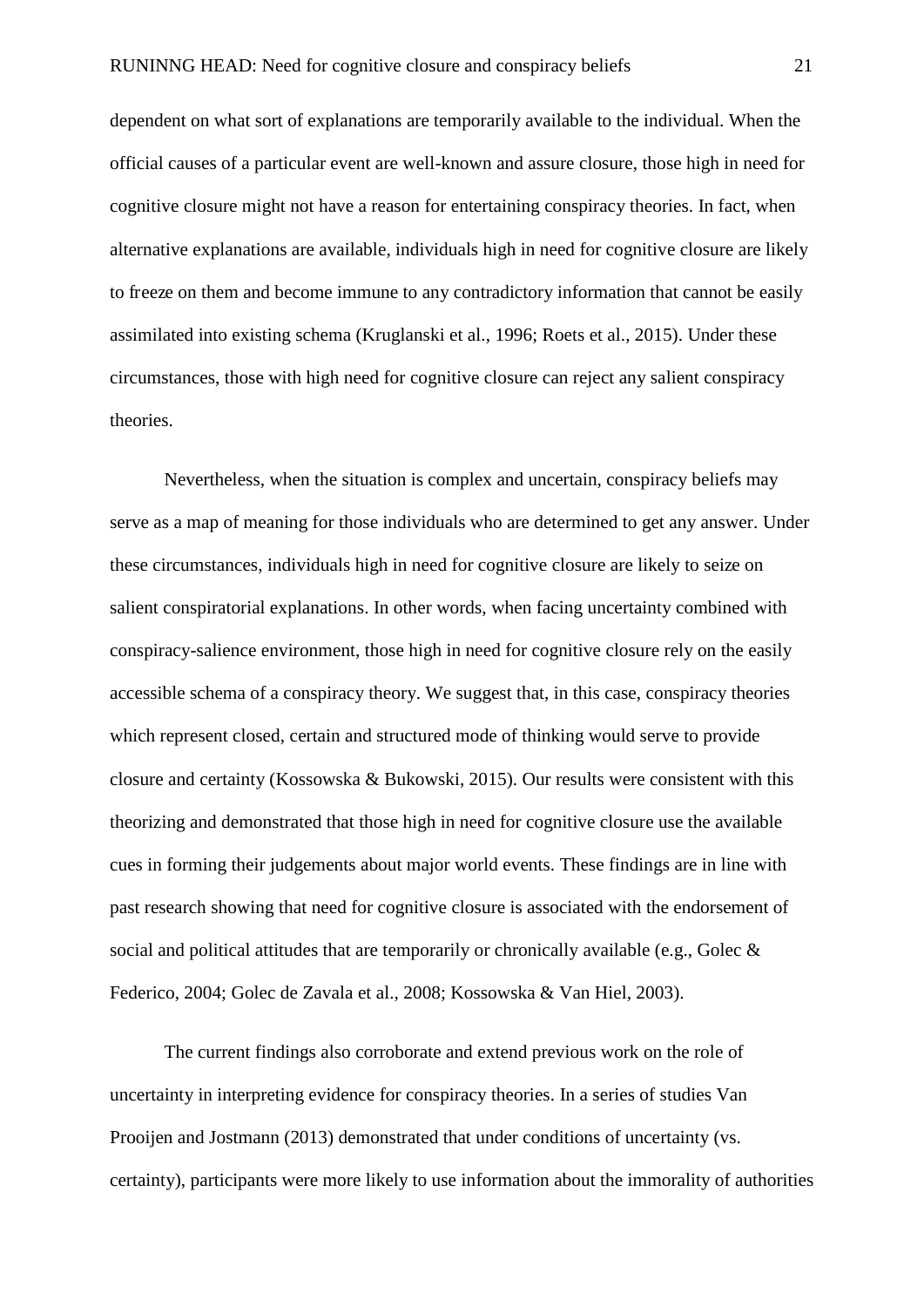dependent on what sort of explanations are temporarily available to the individual. When the official causes of a particular event are well-known and assure closure, those high in need for cognitive closure might not have a reason for entertaining conspiracy theories. In fact, when alternative explanations are available, individuals high in need for cognitive closure are likely to freeze on them and become immune to any contradictory information that cannot be easily assimilated into existing schema (Kruglanski et al., 1996; Roets et al., 2015). Under these circumstances, those with high need for cognitive closure can reject any salient conspiracy theories.

Nevertheless, when the situation is complex and uncertain, conspiracy beliefs may serve as a map of meaning for those individuals who are determined to get any answer. Under these circumstances, individuals high in need for cognitive closure are likely to seize on salient conspiratorial explanations. In other words, when facing uncertainty combined with conspiracy-salience environment, those high in need for cognitive closure rely on the easily accessible schema of a conspiracy theory. We suggest that, in this case, conspiracy theories which represent closed, certain and structured mode of thinking would serve to provide closure and certainty (Kossowska & Bukowski, 2015). Our results were consistent with this theorizing and demonstrated that those high in need for cognitive closure use the available cues in forming their judgements about major world events. These findings are in line with past research showing that need for cognitive closure is associated with the endorsement of social and political attitudes that are temporarily or chronically available (e.g., Golec & Federico, 2004; Golec de Zavala et al., 2008; Kossowska & Van Hiel, 2003).

The current findings also corroborate and extend previous work on the role of uncertainty in interpreting evidence for conspiracy theories. In a series of studies Van Prooijen and Jostmann (2013) demonstrated that under conditions of uncertainty (vs. certainty), participants were more likely to use information about the immorality of authorities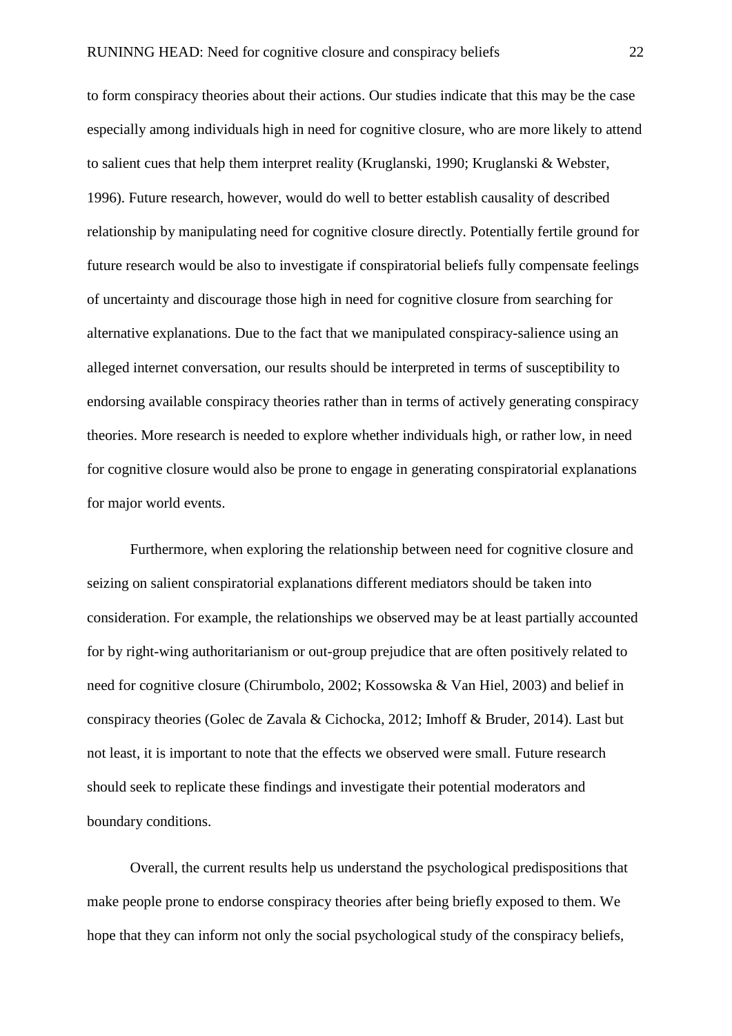to form conspiracy theories about their actions. Our studies indicate that this may be the case especially among individuals high in need for cognitive closure, who are more likely to attend to salient cues that help them interpret reality (Kruglanski, 1990; Kruglanski & Webster, 1996). Future research, however, would do well to better establish causality of described relationship by manipulating need for cognitive closure directly. Potentially fertile ground for future research would be also to investigate if conspiratorial beliefs fully compensate feelings of uncertainty and discourage those high in need for cognitive closure from searching for alternative explanations. Due to the fact that we manipulated conspiracy-salience using an alleged internet conversation, our results should be interpreted in terms of susceptibility to endorsing available conspiracy theories rather than in terms of actively generating conspiracy theories. More research is needed to explore whether individuals high, or rather low, in need for cognitive closure would also be prone to engage in generating conspiratorial explanations for major world events.

Furthermore, when exploring the relationship between need for cognitive closure and seizing on salient conspiratorial explanations different mediators should be taken into consideration. For example, the relationships we observed may be at least partially accounted for by right-wing authoritarianism or out-group prejudice that are often positively related to need for cognitive closure (Chirumbolo, 2002; Kossowska & Van Hiel, 2003) and belief in conspiracy theories (Golec de Zavala & Cichocka, 2012; Imhoff & Bruder, 2014). Last but not least, it is important to note that the effects we observed were small. Future research should seek to replicate these findings and investigate their potential moderators and boundary conditions.

Overall, the current results help us understand the psychological predispositions that make people prone to endorse conspiracy theories after being briefly exposed to them. We hope that they can inform not only the social psychological study of the conspiracy beliefs,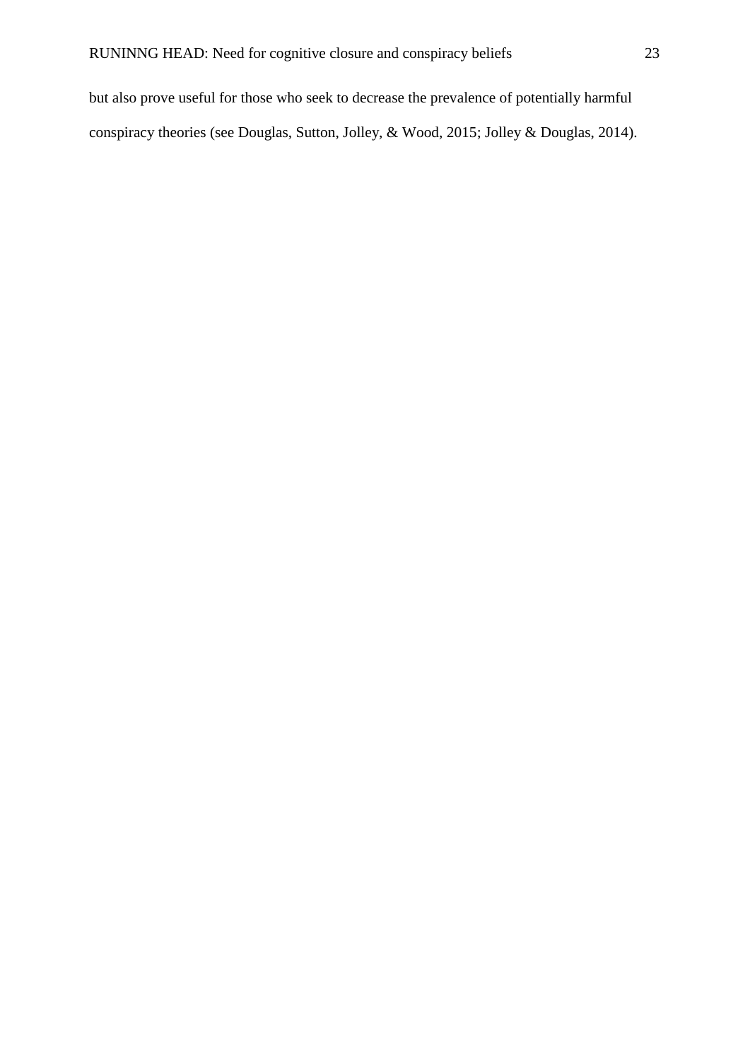but also prove useful for those who seek to decrease the prevalence of potentially harmful conspiracy theories (see Douglas, Sutton, Jolley, & Wood, 2015; Jolley & Douglas, 2014).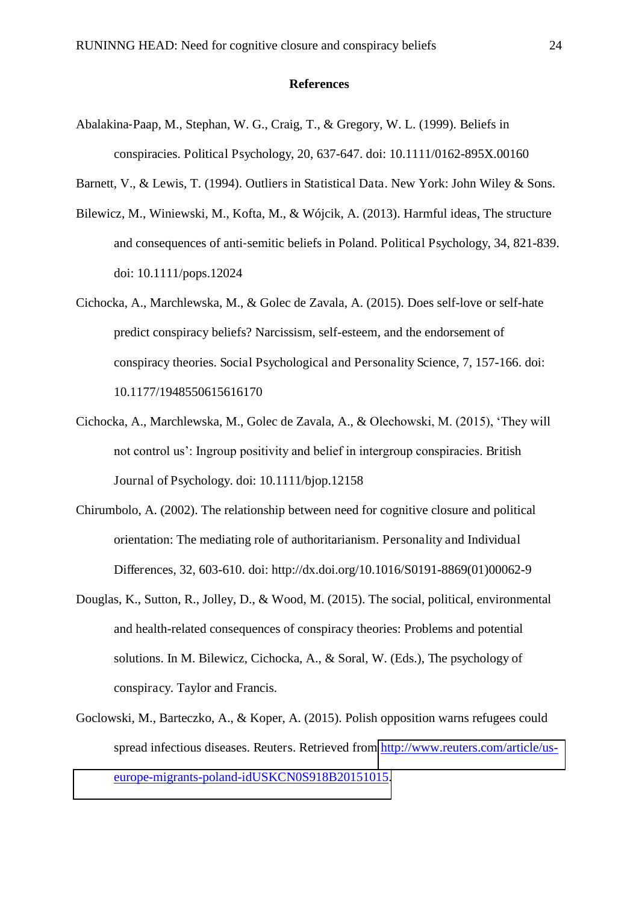## References

Abalakina-Paap, M., Stephan, W. G., Craig, T., & Gregory, W. L. (1999). Beliefs in conspiracies. Political Psychology, 20, 637-647. doi: 10.1111/0162-895X.00160

Barnett, V., & Lewis, T. (1994). Outliers in Statistical Data. New York: John Wiley & Sons.

Bilewicz, M., Winiewski, M., Kofta, M., & Wójcik, A. (2013). Harmful ideas, The structure and consequences of anti-semitic beliefs in Poland. Political Psychology, 34, 821-839. doi: 10.1111/pops.12024

Cichocka, A., Marchlewska, M., & Golec de Zavala, A. (2015). Does self-love or self-hate predict conspiracy beliefs? Narcissism, self-esteem, and the endorsement of conspiracy theories. Social Psychological and Personality Science, 7, 157-166. doi: 10.1177/1948550615616170

Cichocka, A., Marchlewska, M., Golec de Zavala, A., & Olechowski, M. (2015), 'They will not control us': Ingroup positivity and belief in intergroup conspiracies. British Journal of Psychology. doi: 10.1111/bjop.12158

Chirumbolo, A. (2002). The relationship between need for cognitive closure and political orientation: The mediating role of authoritarianism. Personality and Individual Differences, 32, 603-610. doi: http://dx.doi.org/10.1016/S0191-8869(01)00062-9

Douglas, K., Sutton, R., Jolley, D., & Wood, M. (2015). The social, political, environmental and health-related consequences of conspiracy theories: Problems and potential solutions. In M. Bilewicz, Cichocka, A., & Soral, W. (Eds.), The psychology of conspiracy. Taylor and Francis.

Goclowski, M., Barteczko, A., & Koper, A. (2015). Polish opposition warns refugees could spread infectious diseases. Reuters. Retrieved from http://www.reuters.com/article/us-europe-migrants-poland-idUSKCN0S918B20151015.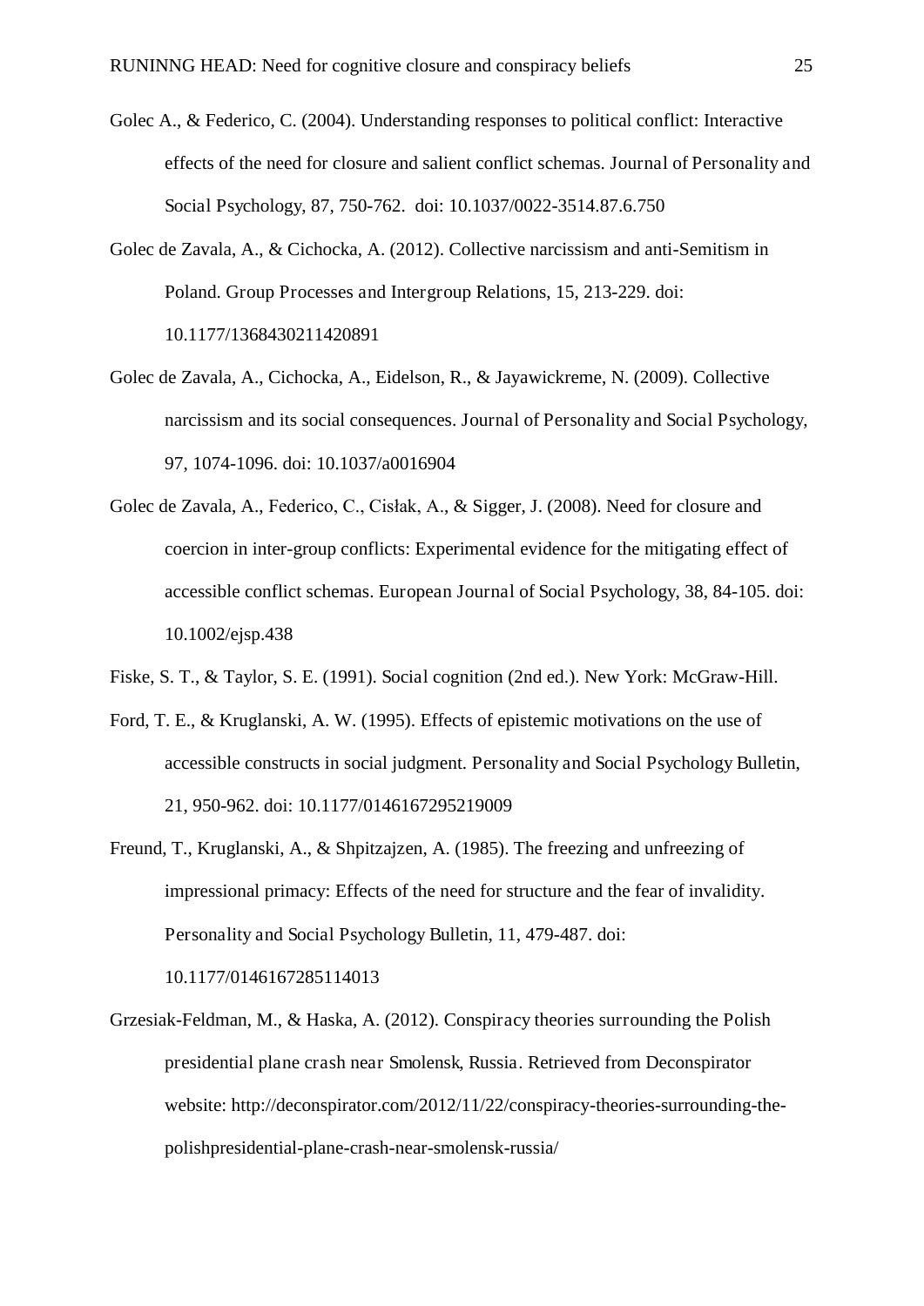Golec A., & Federico, C. (2004). Understanding responses to political conflict: Interactive effects of the need for closure and salient conflict schemas. Journal of Personality and Social Psychology, 87, 750-762. doi: 10.1037/0022-3514.87.6.750

Golec de Zavala, A., & Cichocka, A. (2012). Collective narcissism and anti-Semitism in Poland. Group Processes and Intergroup Relations, 15, 213-229. doi: 10.1177/1368430211420891

Golec de Zavala, A., Cichocka, A., Eidelson, R., & Jayawickreme, N. (2009). Collective narcissism and its social consequences. Journal of Personality and Social Psychology, 97, 1074-1096. doi: 10.1037/a0016904

Golec de Zavala, A., Federico, C., Cisłak, A., & Sigger, J. (2008). Need for closure and coercion in inter-group conflicts: Experimental evidence for the mitigating effect of accessible conflict schemas. European Journal of Social Psychology, 38, 84-105. doi: 10.1002/ejsp.438

Fiske, S. T., & Taylor, S. E. (1991). Social cognition (2nd ed.). New York: McGraw-Hill.

Ford, T. E., & Kruglanski, A. W. (1995). Effects of epistemic motivations on the use of accessible constructs in social judgment. Personality and Social Psychology Bulletin, 21, 950-962. doi: 10.1177/0146167295219009

Freund, T., Kruglanski, A., & Shpitzajzen, A. (1985). The freezing and unfreezing of impressional primacy: Effects of the need for structure and the fear of invalidity. Personality and Social Psychology Bulletin, 11, 479-487. doi: 10.1177/0146167285114013

Grzesiak-Feldman, M., & Haska, A. (2012). Conspiracy theories surrounding the Polish presidential plane crash near Smolensk, Russia. Retrieved from Deconspirator website: http://deconspirator.com/2012/11/22/conspiracy-theories-surrounding-the-polishpresidential-plane-crash-near-smolensk-russia/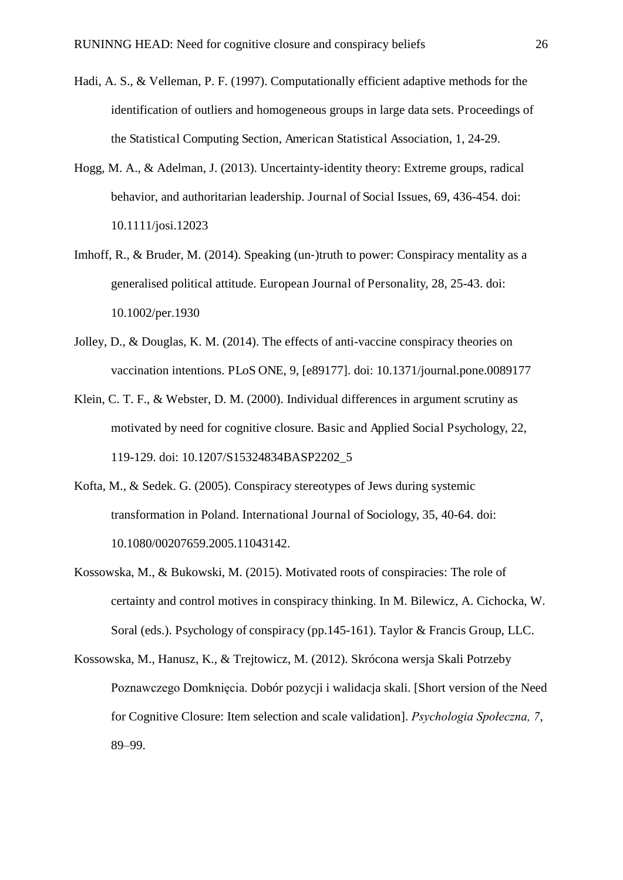Hadi, A. S., & Velleman, P. F. (1997). Computationally efficient adaptive methods for the identification of outliers and homogeneous groups in large data sets. Proceedings of the Statistical Computing Section, American Statistical Association, 1, 24-29.

Hogg, M. A., & Adelman, J. (2013). Uncertainty-identity theory: Extreme groups, radical behavior, and authoritarian leadership. Journal of Social Issues, 69, 436-454. doi: 10.1111/josi.12023

Imhoff, R., & Bruder, M. (2014). Speaking (un-)truth to power: Conspiracy mentality as a generalised political attitude. European Journal of Personality, 28, 25-43. doi: 10.1002/per.1930

Jolley, D., & Douglas, K. M. (2014). The effects of anti-vaccine conspiracy theories on vaccination intentions. PLoS ONE, 9, [e89177]. doi: 10.1371/journal.pone.0089177

Klein, C. T. F., & Webster, D. M. (2000). Individual differences in argument scrutiny as motivated by need for cognitive closure. Basic and Applied Social Psychology, 22, 119-129. doi: 10.1207/S15324834BASP2202_5

Kofta, M., & Sedek. G. (2005). Conspiracy stereotypes of Jews during systemic transformation in Poland. International Journal of Sociology, 35, 40-64. doi: 10.1080/00207659.2005.11043142.

Kossowska, M., & Bukowski, M. (2015). Motivated roots of conspiracies: The role of certainty and control motives in conspiracy thinking. In M. Bilewicz, A. Cichocka, W. Soral (eds.). Psychology of conspiracy (pp.145-161). Taylor & Francis Group, LLC.

Kossowska, M., Hanusz, K., & Trejtowicz, M. (2012). Skrócona wersja Skali Potrzeby Poznawczego Domknięcia. Dobór pozycji i walidacja skali. [Short version of the Need for Cognitive Closure: Item selection and scale validation]. *Psychologia Społeczna, 7*, 89–99.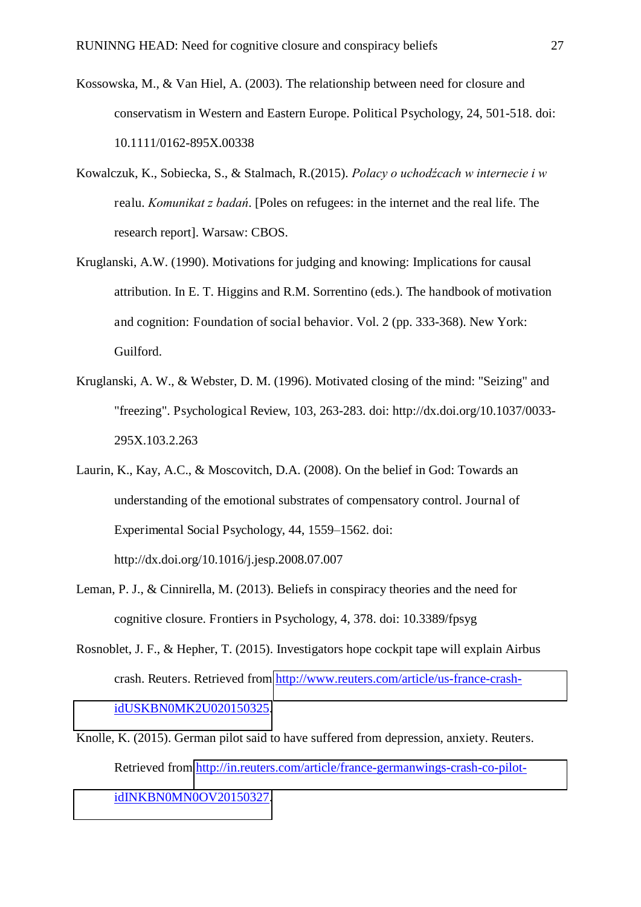Kossowska, M., & Van Hiel, A. (2003). The relationship between need for closure and conservatism in Western and Eastern Europe. Political Psychology, 24, 501-518. doi: 10.1111/0162-895X.00338

Kowalczuk, K., Sobiecka, S., & Stalmach, R.(2015). *Polacy o uchodźcach w internecie i w realu. Komunikat z badań*. [Poles on refugees: in the internet and the real life. The research report]. Warsaw: CBOS.

Kruglanski, A.W. (1990). Motivations for judging and knowing: Implications for causal attribution. In E. T. Higgins and R.M. Sorrentino (eds.). The handbook of motivation and cognition: Foundation of social behavior. Vol. 2 (pp. 333-368). New York: Guilford.

Kruglanski, A. W., & Webster, D. M. (1996). Motivated closing of the mind: "Seizing" and "freezing". Psychological Review, 103, 263-283. doi: http://dx.doi.org/10.1037/0033-295X.103.2.263

Laurin, K., Kay, A.C., & Moscovitch, D.A. (2008). On the belief in God: Towards an understanding of the emotional substrates of compensatory control. Journal of Experimental Social Psychology, 44, 1559–1562. doi: http://dx.doi.org/10.1016/j.jesp.2008.07.007

Leman, P. J., & Cinnirella, M. (2013). Beliefs in conspiracy theories and the need for cognitive closure. Frontiers in Psychology, 4, 378. doi: 10.3389/fpsyg

Rosnoblet, J. F., & Hepher, T. (2015). Investigators hope cockpit tape will explain Airbus crash. Reuters. Retrieved from http://www.reuters.com/article/us-france-crash-idUSKBN0MK2U020150325.

Knolle, K. (2015). German pilot said to have suffered from depression, anxiety. Reuters. Retrieved from http://in.reuters.com/article/france-germanwings-crash-co-pilot-idINKBN0MN0OV20150327.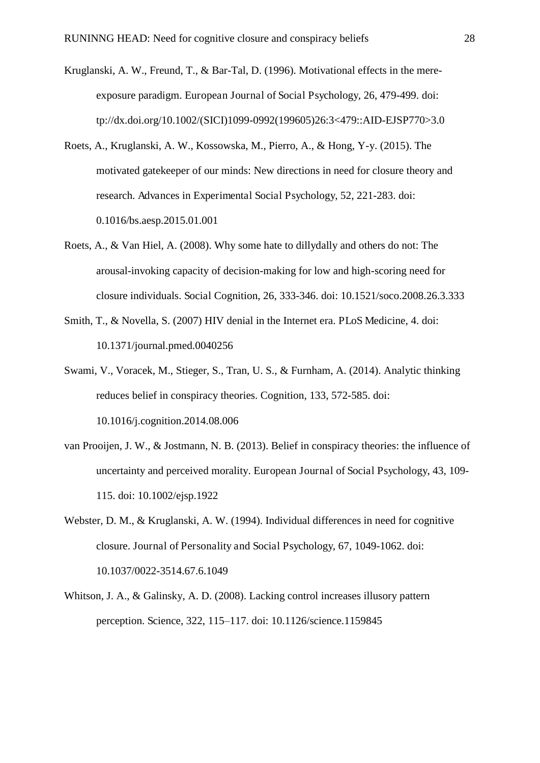Kruglanski, A. W., Freund, T., & Bar-Tal, D. (1996). Motivational effects in the mere-exposure paradigm. European Journal of Social Psychology, 26, 479-499. doi: tp://dx.doi.org/10.1002/(SICI)1099-0992(199605)26:3<479::AID-EJSP770>3.0

Roets, A., Kruglanski, A. W., Kossowska, M., Pierro, A., & Hong, Y-y. (2015). The motivated gatekeeper of our minds: New directions in need for closure theory and research. Advances in Experimental Social Psychology, 52, 221-283. doi: 0.1016/bs.aesp.2015.01.001

Roets, A., & Van Hiel, A. (2008). Why some hate to dillydally and others do not: The arousal-invoking capacity of decision-making for low and high-scoring need for closure individuals. Social Cognition, 26, 333-346. doi: 10.1521/soco.2008.26.3.333

Smith, T., & Novella, S. (2007) HIV denial in the Internet era. PLoS Medicine, 4. doi: 10.1371/journal.pmed.0040256

Swami, V., Voracek, M., Stieger, S., Tran, U. S., & Furnham, A. (2014). Analytic thinking reduces belief in conspiracy theories. Cognition, 133, 572-585. doi: 10.1016/j.cognition.2014.08.006

van Prooijen, J. W., & Jostmann, N. B. (2013). Belief in conspiracy theories: the influence of uncertainty and perceived morality. European Journal of Social Psychology, 43, 109-115. doi: 10.1002/ejsp.1922

Webster, D. M., & Kruglanski, A. W. (1994). Individual differences in need for cognitive closure. Journal of Personality and Social Psychology, 67, 1049-1062. doi: 10.1037/0022-3514.67.6.1049

Whitson, J. A., & Galinsky, A. D. (2008). Lacking control increases illusory pattern perception. Science, 322, 115–117. doi: 10.1126/science.1159845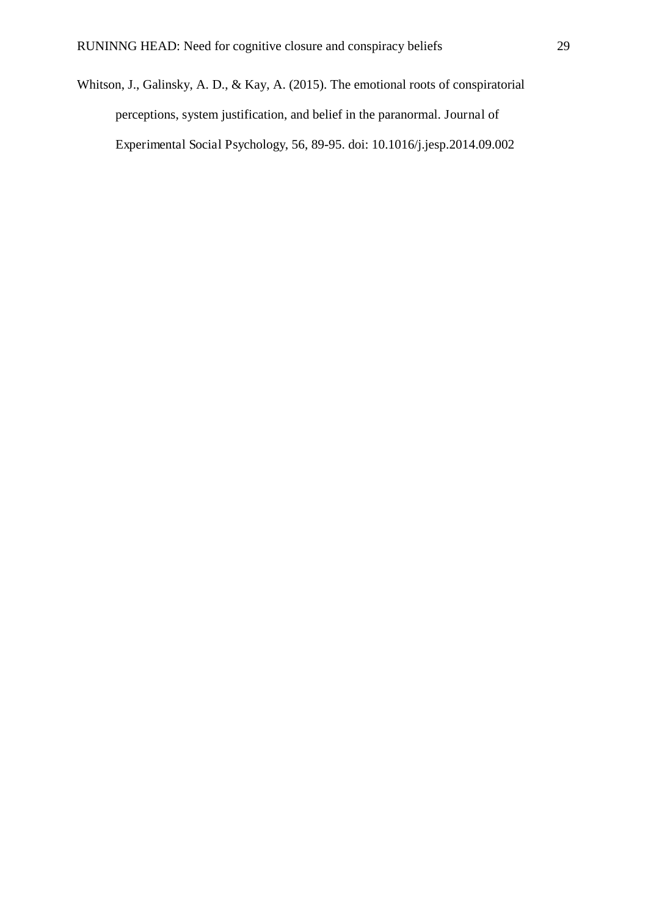Whitson, J., Galinsky, A. D., & Kay, A. (2015). The emotional roots of conspiratorial perceptions, system justification, and belief in the paranormal. Journal of Experimental Social Psychology, 56, 89-95. doi: 10.1016/j.jesp.2014.09.002